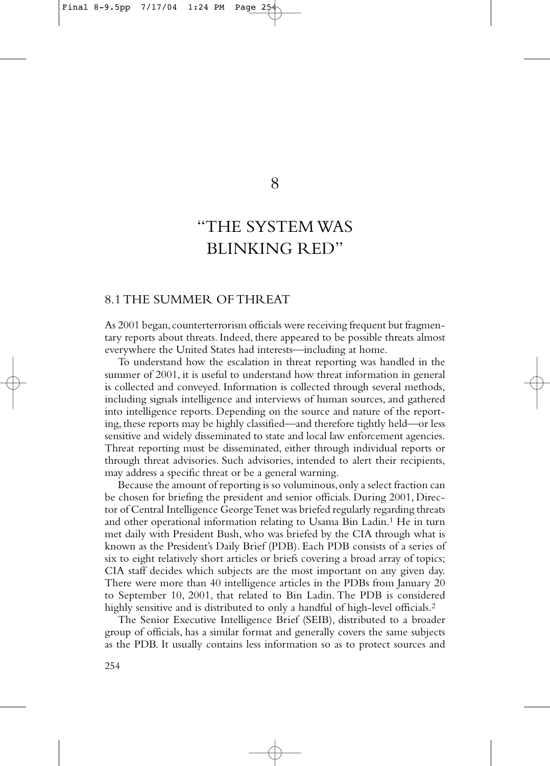# 8

# "THE SYSTEM WAS BLINKING RED"

## 8.1 THE SUMMER OF THREAT

As 2001 began, counterterrorism officials were receiving frequent but fragmentary reports about threats. Indeed, there appeared to be possible threats almost everywhere the United States had interests—including at home.

To understand how the escalation in threat reporting was handled in the summer of 2001, it is useful to understand how threat information in general is collected and conveyed. Information is collected through several methods, including signals intelligence and interviews of human sources, and gathered into intelligence reports. Depending on the source and nature of the reporting, these reports may be highly classified—and therefore tightly held—or less sensitive and widely disseminated to state and local law enforcement agencies. Threat reporting must be disseminated, either through individual reports or through threat advisories. Such advisories, intended to alert their recipients, may address a specific threat or be a general warning.

Because the amount of reporting is so voluminous, only a select fraction can be chosen for briefing the president and senior officials. During 2001, Director of Central Intelligence George Tenet was briefed regularly regarding threats and other operational information relating to Usama Bin Ladin.[1] He in turn met daily with President Bush, who was briefed by the CIA through what is known as the President's Daily Brief (PDB). Each PDB consists of a series of six to eight relatively short articles or briefs covering a broad array of topics; CIA staff decides which subjects are the most important on any given day. There were more than 40 intelligence articles in the PDBs from January 20 to September 10, 2001, that related to Bin Ladin. The PDB is considered highly sensitive and is distributed to only a handful of high-level officials.[2]

The Senior Executive Intelligence Brief (SEIB), distributed to a broader group of officials, has a similar format and generally covers the same subjects as the PDB. It usually contains less information so as to protect sources and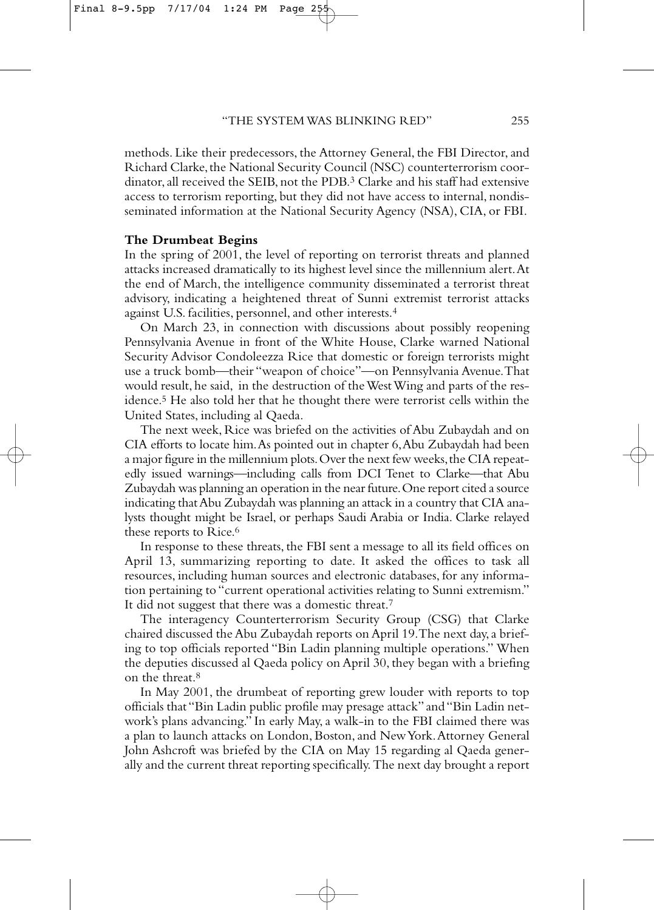methods. Like their predecessors, the Attorney General, the FBI Director, and Richard Clarke, the National Security Council (NSC) counterterrorism coordinator, all received the SEIB, not the PDB.[3] Clarke and his staff had extensive access to terrorism reporting, but they did not have access to internal, nondisseminated information at the National Security Agency (NSA), CIA, or FBI.

**The Drumbeat Begins**

In the spring of 2001, the level of reporting on terrorist threats and planned attacks increased dramatically to its highest level since the millennium alert. At the end of March, the intelligence community disseminated a terrorist threat advisory, indicating a heightened threat of Sunni extremist terrorist attacks against U.S. facilities, personnel, and other interests.[4]

On March 23, in connection with discussions about possibly reopening Pennsylvania Avenue in front of the White House, Clarke warned National Security Advisor Condoleezza Rice that domestic or foreign terrorists might use a truck bomb—their "weapon of choice"—on Pennsylvania Avenue. That would result, he said, in the destruction of the West Wing and parts of the residence.[5] He also told her that he thought there were terrorist cells within the United States, including al Qaeda.

The next week, Rice was briefed on the activities of Abu Zubaydah and on CIA efforts to locate him. As pointed out in chapter 6, Abu Zubaydah had been a major figure in the millennium plots. Over the next few weeks, the CIA repeatedly issued warnings—including calls from DCI Tenet to Clarke—that Abu Zubaydah was planning an operation in the near future. One report cited a source indicating that Abu Zubaydah was planning an attack in a country that CIA analysts thought might be Israel, or perhaps Saudi Arabia or India. Clarke relayed these reports to Rice.[6]

In response to these threats, the FBI sent a message to all its field offices on April 13, summarizing reporting to date. It asked the offices to task all resources, including human sources and electronic databases, for any information pertaining to "current operational activities relating to Sunni extremism." It did not suggest that there was a domestic threat.[7]

The interagency Counterterrorism Security Group (CSG) that Clarke chaired discussed the Abu Zubaydah reports on April 19. The next day, a briefing to top officials reported "Bin Ladin planning multiple operations." When the deputies discussed al Qaeda policy on April 30, they began with a briefing on the threat.[8]

In May 2001, the drumbeat of reporting grew louder with reports to top officials that "Bin Ladin public profile may presage attack" and "Bin Ladin network's plans advancing." In early May, a walk-in to the FBI claimed there was a plan to launch attacks on London, Boston, and New York. Attorney General John Ashcroft was briefed by the CIA on May 15 regarding al Qaeda generally and the current threat reporting specifically. The next day brought a report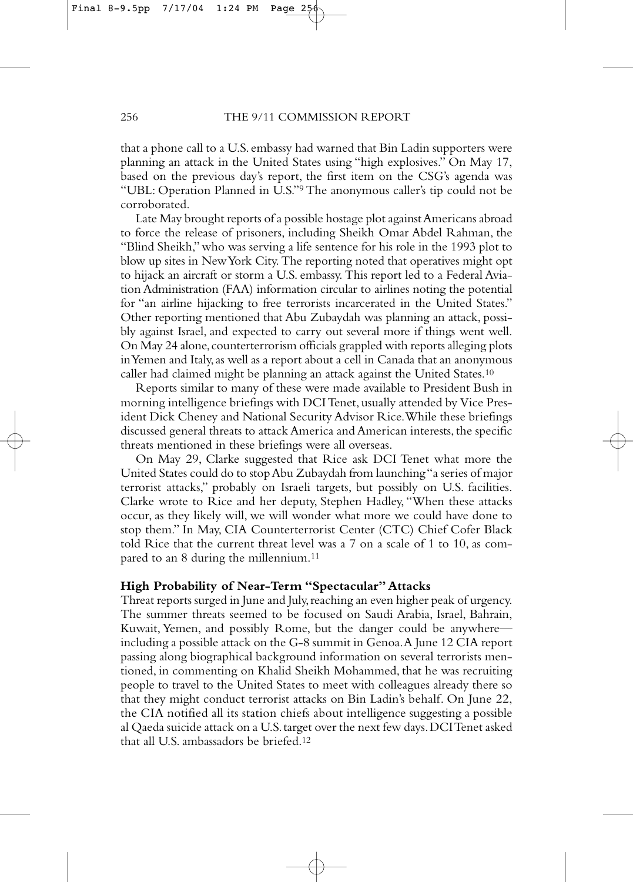that a phone call to a U.S. embassy had warned that Bin Ladin supporters were planning an attack in the United States using "high explosives." On May 17, based on the previous day's report, the first item on the CSG's agenda was "UBL: Operation Planned in U.S."[9] The anonymous caller's tip could not be corroborated.

Late May brought reports of a possible hostage plot against Americans abroad to force the release of prisoners, including Sheikh Omar Abdel Rahman, the "Blind Sheikh," who was serving a life sentence for his role in the 1993 plot to blow up sites in New York City. The reporting noted that operatives might opt to hijack an aircraft or storm a U.S. embassy. This report led to a Federal Aviation Administration (FAA) information circular to airlines noting the potential for "an airline hijacking to free terrorists incarcerated in the United States." Other reporting mentioned that Abu Zubaydah was planning an attack, possibly against Israel, and expected to carry out several more if things went well. On May 24 alone, counterterrorism officials grappled with reports alleging plots in Yemen and Italy, as well as a report about a cell in Canada that an anonymous caller had claimed might be planning an attack against the United States.[10]

Reports similar to many of these were made available to President Bush in morning intelligence briefings with DCI Tenet, usually attended by Vice President Dick Cheney and National Security Advisor Rice. While these briefings discussed general threats to attack America and American interests, the specific threats mentioned in these briefings were all overseas.

On May 29, Clarke suggested that Rice ask DCI Tenet what more the United States could do to stop Abu Zubaydah from launching "a series of major terrorist attacks," probably on Israeli targets, but possibly on U.S. facilities. Clarke wrote to Rice and her deputy, Stephen Hadley, "When these attacks occur, as they likely will, we will wonder what more we could have done to stop them." In May, CIA Counterterrorist Center (CTC) Chief Cofer Black told Rice that the current threat level was a 7 on a scale of 1 to 10, as compared to an 8 during the millennium.[11]

### High Probability of Near-Term "Spectacular" Attacks

Threat reports surged in June and July, reaching an even higher peak of urgency. The summer threats seemed to be focused on Saudi Arabia, Israel, Bahrain, Kuwait, Yemen, and possibly Rome, but the danger could be anywhere—including a possible attack on the G-8 summit in Genoa. A June 12 CIA report passing along biographical background information on several terrorists mentioned, in commenting on Khalid Sheikh Mohammed, that he was recruiting people to travel to the United States to meet with colleagues already there so that they might conduct terrorist attacks on Bin Ladin's behalf. On June 22, the CIA notified all its station chiefs about intelligence suggesting a possible al Qaeda suicide attack on a U.S. target over the next few days. DCI Tenet asked that all U.S. ambassadors be briefed.[12]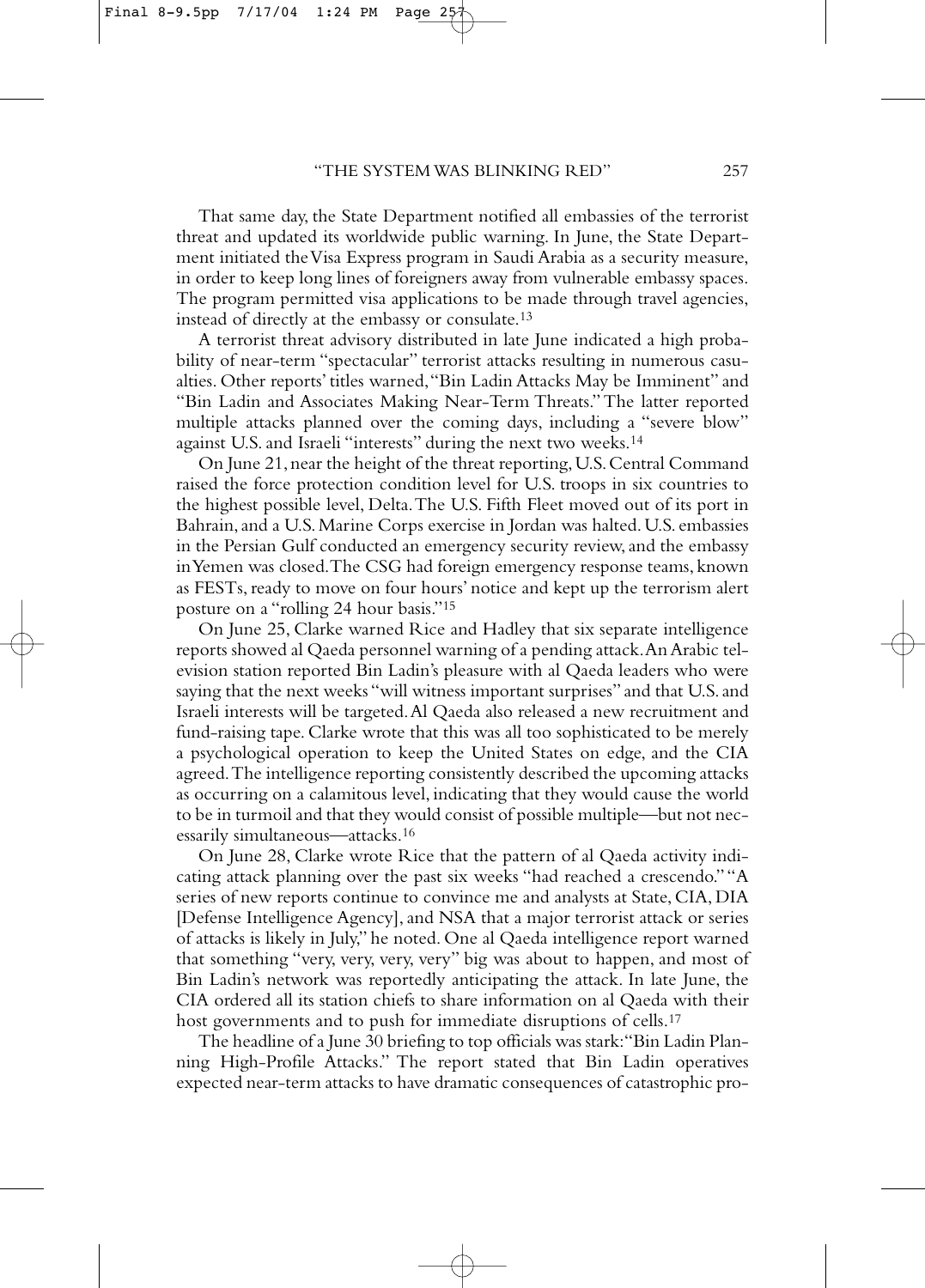That same day, the State Department notified all embassies of the terrorist threat and updated its worldwide public warning. In June, the State Department initiated the Visa Express program in Saudi Arabia as a security measure, in order to keep long lines of foreigners away from vulnerable embassy spaces. The program permitted visa applications to be made through travel agencies, instead of directly at the embassy or consulate.[13]

A terrorist threat advisory distributed in late June indicated a high probability of near-term "spectacular" terrorist attacks resulting in numerous casualties. Other reports' titles warned, "Bin Ladin Attacks May be Imminent" and "Bin Ladin and Associates Making Near-Term Threats." The latter reported multiple attacks planned over the coming days, including a "severe blow" against U.S. and Israeli "interests" during the next two weeks.[14]

On June 21, near the height of the threat reporting, U.S. Central Command raised the force protection condition level for U.S. troops in six countries to the highest possible level, Delta. The U.S. Fifth Fleet moved out of its port in Bahrain, and a U.S. Marine Corps exercise in Jordan was halted. U.S. embassies in the Persian Gulf conducted an emergency security review, and the embassy in Yemen was closed. The CSG had foreign emergency response teams, known as FESTs, ready to move on four hours' notice and kept up the terrorism alert posture on a "rolling 24 hour basis."[15]

On June 25, Clarke warned Rice and Hadley that six separate intelligence reports showed al Qaeda personnel warning of a pending attack. An Arabic television station reported Bin Ladin's pleasure with al Qaeda leaders who were saying that the next weeks "will witness important surprises" and that U.S. and Israeli interests will be targeted. Al Qaeda also released a new recruitment and fund-raising tape. Clarke wrote that this was all too sophisticated to be merely a psychological operation to keep the United States on edge, and the CIA agreed. The intelligence reporting consistently described the upcoming attacks as occurring on a calamitous level, indicating that they would cause the world to be in turmoil and that they would consist of possible multiple—but not necessarily simultaneous—attacks.[16]

On June 28, Clarke wrote Rice that the pattern of al Qaeda activity indicating attack planning over the past six weeks "had reached a crescendo." "A series of new reports continue to convince me and analysts at State, CIA, DIA [Defense Intelligence Agency], and NSA that a major terrorist attack or series of attacks is likely in July," he noted. One al Qaeda intelligence report warned that something "very, very, very, very" big was about to happen, and most of Bin Ladin's network was reportedly anticipating the attack. In late June, the CIA ordered all its station chiefs to share information on al Qaeda with their host governments and to push for immediate disruptions of cells.[17]

The headline of a June 30 briefing to top officials was stark: "Bin Ladin Planning High-Profile Attacks." The report stated that Bin Ladin operatives expected near-term attacks to have dramatic consequences of catastrophic pro-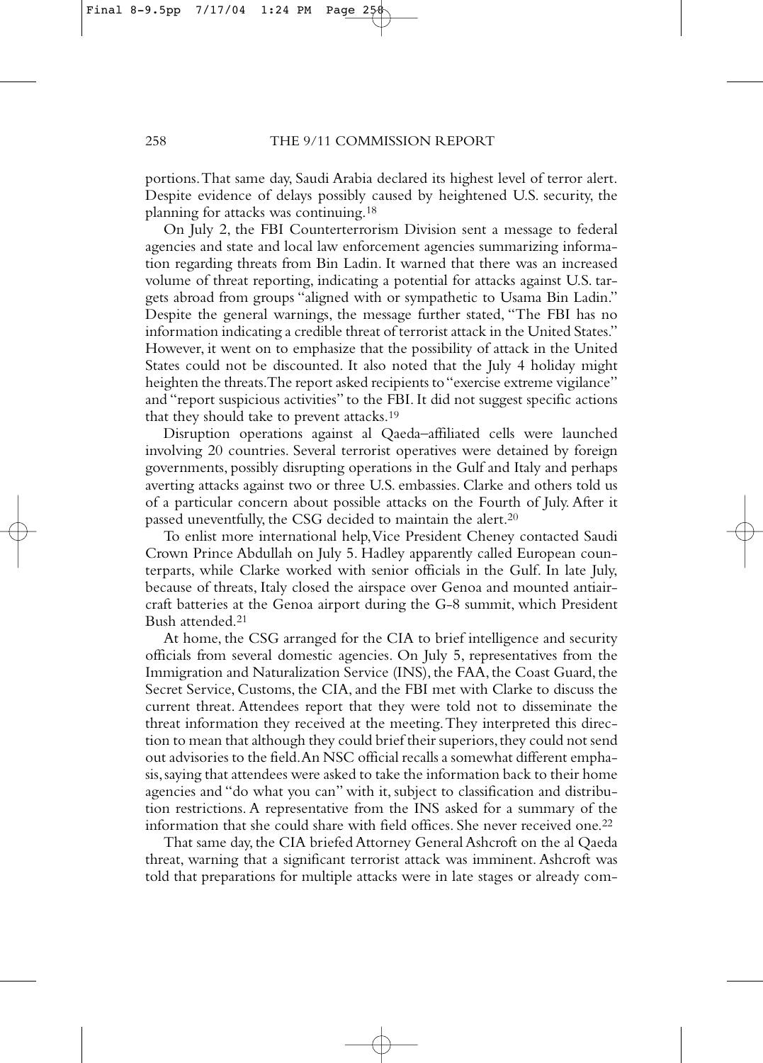portions. That same day, Saudi Arabia declared its highest level of terror alert. Despite evidence of delays possibly caused by heightened U.S. security, the planning for attacks was continuing.[18]

On July 2, the FBI Counterterrorism Division sent a message to federal agencies and state and local law enforcement agencies summarizing information regarding threats from Bin Ladin. It warned that there was an increased volume of threat reporting, indicating a potential for attacks against U.S. targets abroad from groups "aligned with or sympathetic to Usama Bin Ladin." Despite the general warnings, the message further stated, "The FBI has no information indicating a credible threat of terrorist attack in the United States." However, it went on to emphasize that the possibility of attack in the United States could not be discounted. It also noted that the July 4 holiday might heighten the threats. The report asked recipients to "exercise extreme vigilance" and "report suspicious activities" to the FBI. It did not suggest specific actions that they should take to prevent attacks.[19]

Disruption operations against al Qaeda–affiliated cells were launched involving 20 countries. Several terrorist operatives were detained by foreign governments, possibly disrupting operations in the Gulf and Italy and perhaps averting attacks against two or three U.S. embassies. Clarke and others told us of a particular concern about possible attacks on the Fourth of July. After it passed uneventfully, the CSG decided to maintain the alert.[20]

To enlist more international help, Vice President Cheney contacted Saudi Crown Prince Abdullah on July 5. Hadley apparently called European counterparts, while Clarke worked with senior officials in the Gulf. In late July, because of threats, Italy closed the airspace over Genoa and mounted antiaircraft batteries at the Genoa airport during the G-8 summit, which President Bush attended.[21]

At home, the CSG arranged for the CIA to brief intelligence and security officials from several domestic agencies. On July 5, representatives from the Immigration and Naturalization Service (INS), the FAA, the Coast Guard, the Secret Service, Customs, the CIA, and the FBI met with Clarke to discuss the current threat. Attendees report that they were told not to disseminate the threat information they received at the meeting. They interpreted this direction to mean that although they could brief their superiors, they could not send out advisories to the field. An NSC official recalls a somewhat different emphasis, saying that attendees were asked to take the information back to their home agencies and "do what you can" with it, subject to classification and distribution restrictions. A representative from the INS asked for a summary of the information that she could share with field offices. She never received one.[22]

That same day, the CIA briefed Attorney General Ashcroft on the al Qaeda threat, warning that a significant terrorist attack was imminent. Ashcroft was told that preparations for multiple attacks were in late stages or already com-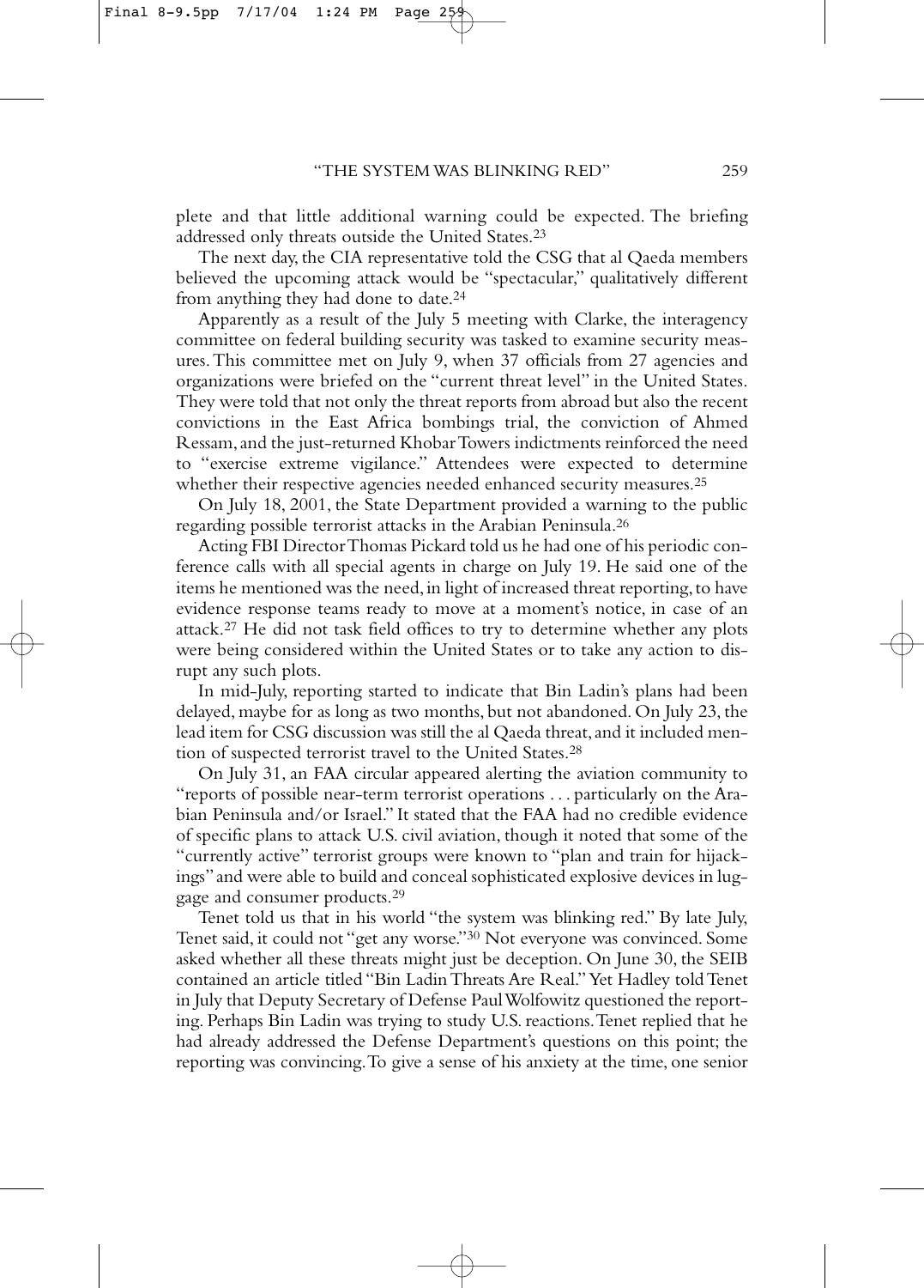plete and that little additional warning could be expected. The briefing addressed only threats outside the United States.[23]

The next day, the CIA representative told the CSG that al Qaeda members believed the upcoming attack would be "spectacular," qualitatively different from anything they had done to date.[24]

Apparently as a result of the July 5 meeting with Clarke, the interagency committee on federal building security was tasked to examine security measures. This committee met on July 9, when 37 officials from 27 agencies and organizations were briefed on the "current threat level" in the United States. They were told that not only the threat reports from abroad but also the recent convictions in the East Africa bombings trial, the conviction of Ahmed Ressam, and the just-returned Khobar Towers indictments reinforced the need to "exercise extreme vigilance." Attendees were expected to determine whether their respective agencies needed enhanced security measures.[25]

On July 18, 2001, the State Department provided a warning to the public regarding possible terrorist attacks in the Arabian Peninsula.[26]

Acting FBI Director Thomas Pickard told us he had one of his periodic conference calls with all special agents in charge on July 19. He said one of the items he mentioned was the need, in light of increased threat reporting, to have evidence response teams ready to move at a moment's notice, in case of an attack.[27] He did not task field offices to try to determine whether any plots were being considered within the United States or to take any action to disrupt any such plots.

In mid-July, reporting started to indicate that Bin Ladin's plans had been delayed, maybe for as long as two months, but not abandoned. On July 23, the lead item for CSG discussion was still the al Qaeda threat, and it included mention of suspected terrorist travel to the United States.[28]

On July 31, an FAA circular appeared alerting the aviation community to "reports of possible near-term terrorist operations . . . particularly on the Arabian Peninsula and/or Israel." It stated that the FAA had no credible evidence of specific plans to attack U.S. civil aviation, though it noted that some of the "currently active" terrorist groups were known to "plan and train for hijackings" and were able to build and conceal sophisticated explosive devices in luggage and consumer products.[29]

Tenet told us that in his world "the system was blinking red." By late July, Tenet said, it could not "get any worse."[30] Not everyone was convinced. Some asked whether all these threats might just be deception. On June 30, the SEIB contained an article titled "Bin Ladin Threats Are Real." Yet Hadley told Tenet in July that Deputy Secretary of Defense Paul Wolfowitz questioned the reporting. Perhaps Bin Ladin was trying to study U.S. reactions. Tenet replied that he had already addressed the Defense Department's questions on this point; the reporting was convincing. To give a sense of his anxiety at the time, one senior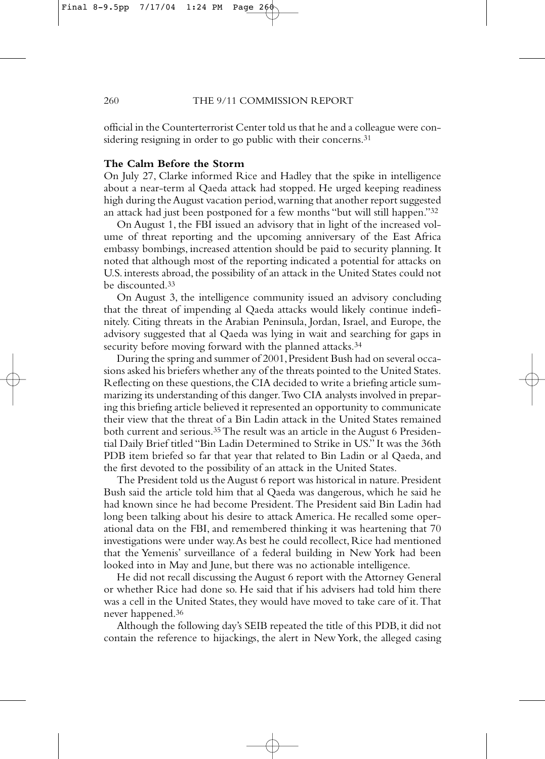official in the Counterterrorist Center told us that he and a colleague were considering resigning in order to go public with their concerns.[31]

**The Calm Before the Storm**

On July 27, Clarke informed Rice and Hadley that the spike in intelligence about a near-term al Qaeda attack had stopped. He urged keeping readiness high during the August vacation period, warning that another report suggested an attack had just been postponed for a few months "but will still happen."[32]

On August 1, the FBI issued an advisory that in light of the increased volume of threat reporting and the upcoming anniversary of the East Africa embassy bombings, increased attention should be paid to security planning. It noted that although most of the reporting indicated a potential for attacks on U.S. interests abroad, the possibility of an attack in the United States could not be discounted.[33]

On August 3, the intelligence community issued an advisory concluding that the threat of impending al Qaeda attacks would likely continue indefinitely. Citing threats in the Arabian Peninsula, Jordan, Israel, and Europe, the advisory suggested that al Qaeda was lying in wait and searching for gaps in security before moving forward with the planned attacks.[34]

During the spring and summer of 2001, President Bush had on several occasions asked his briefers whether any of the threats pointed to the United States. Reflecting on these questions, the CIA decided to write a briefing article summarizing its understanding of this danger. Two CIA analysts involved in preparing this briefing article believed it represented an opportunity to communicate their view that the threat of a Bin Ladin attack in the United States remained both current and serious.[35] The result was an article in the August 6 Presidential Daily Brief titled "Bin Ladin Determined to Strike in US." It was the 36th PDB item briefed so far that year that related to Bin Ladin or al Qaeda, and the first devoted to the possibility of an attack in the United States.

The President told us the August 6 report was historical in nature. President Bush said the article told him that al Qaeda was dangerous, which he said he had known since he had become President. The President said Bin Ladin had long been talking about his desire to attack America. He recalled some operational data on the FBI, and remembered thinking it was heartening that 70 investigations were under way. As best he could recollect, Rice had mentioned that the Yemenis' surveillance of a federal building in New York had been looked into in May and June, but there was no actionable intelligence.

He did not recall discussing the August 6 report with the Attorney General or whether Rice had done so. He said that if his advisers had told him there was a cell in the United States, they would have moved to take care of it. That never happened.[36]

Although the following day's SEIB repeated the title of this PDB, it did not contain the reference to hijackings, the alert in New York, the alleged casing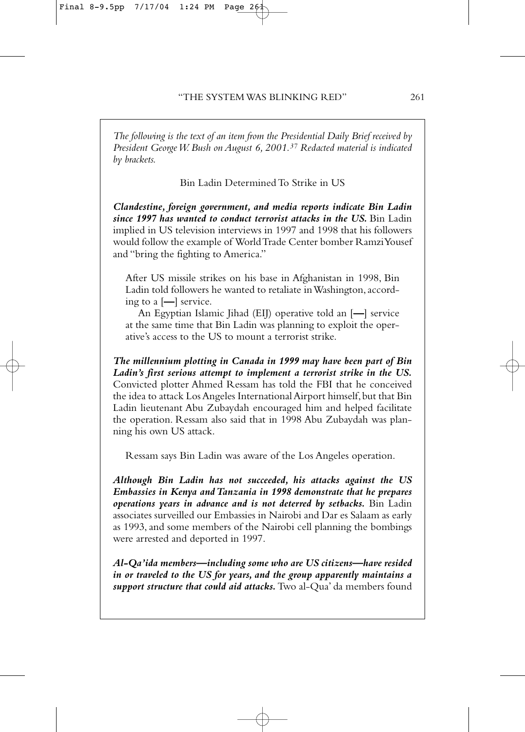*The following is the text of an item from the Presidential Daily Brief received by President George W. Bush on August 6, 2001.[37] Redacted material is indicated by brackets.*

Bin Ladin Determined To Strike in US

***Clandestine, foreign government, and media reports indicate Bin Ladin since 1997 has wanted to conduct terrorist attacks in the US.*** Bin Ladin implied in US television interviews in 1997 and 1998 that his followers would follow the example of World Trade Center bomber Ramzi Yousef and "bring the fighting to America."

> After US missile strikes on his base in Afghanistan in 1998, Bin Ladin told followers he wanted to retaliate in Washington, according to a [—] service.
>
> An Egyptian Islamic Jihad (EIJ) operative told an [—] service at the same time that Bin Ladin was planning to exploit the operative's access to the US to mount a terrorist strike.

***The millennium plotting in Canada in 1999 may have been part of Bin Ladin's first serious attempt to implement a terrorist strike in the US.*** Convicted plotter Ahmed Ressam has told the FBI that he conceived the idea to attack Los Angeles International Airport himself, but that Bin Ladin lieutenant Abu Zubaydah encouraged him and helped facilitate the operation. Ressam also said that in 1998 Abu Zubaydah was planning his own US attack.

> Ressam says Bin Ladin was aware of the Los Angeles operation.

***Although Bin Ladin has not succeeded, his attacks against the US Embassies in Kenya and Tanzania in 1998 demonstrate that he prepares operations years in advance and is not deterred by setbacks.*** Bin Ladin associates surveilled our Embassies in Nairobi and Dar es Salaam as early as 1993, and some members of the Nairobi cell planning the bombings were arrested and deported in 1997.

***Al-Qa'ida members—including some who are US citizens—have resided in or traveled to the US for years, and the group apparently maintains a support structure that could aid attacks.*** Two al-Qua' da members found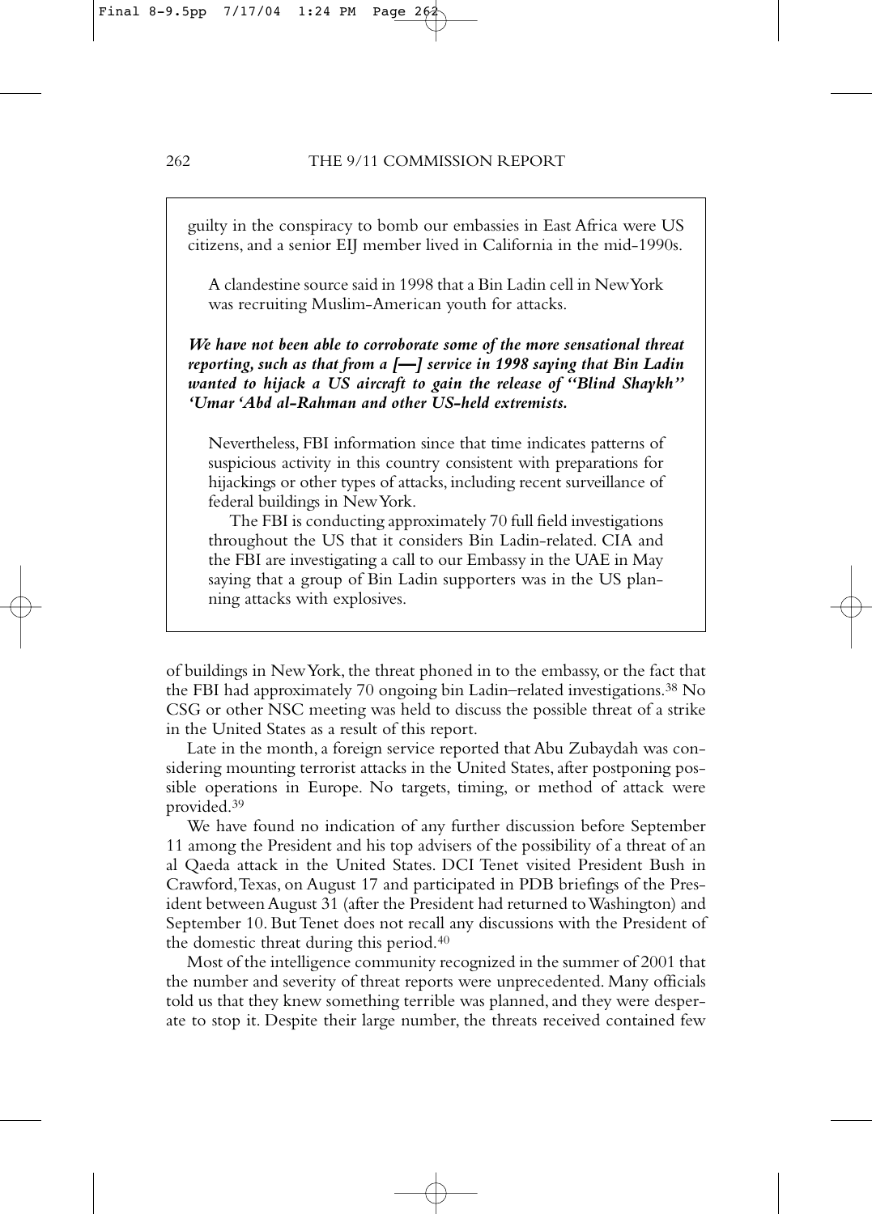> guilty in the conspiracy to bomb our embassies in East Africa were US citizens, and a senior EIJ member lived in California in the mid-1990s.
>
> A clandestine source said in 1998 that a Bin Ladin cell in New York was recruiting Muslim-American youth for attacks.
>
> ***We have not been able to corroborate some of the more sensational threat reporting, such as that from a [—] service in 1998 saying that Bin Ladin wanted to hijack a US aircraft to gain the release of "Blind Shaykh" 'Umar 'Abd al-Rahman and other US-held extremists.***
>
> Nevertheless, FBI information since that time indicates patterns of suspicious activity in this country consistent with preparations for hijackings or other types of attacks, including recent surveillance of federal buildings in New York.
>
> The FBI is conducting approximately 70 full field investigations throughout the US that it considers Bin Ladin-related. CIA and the FBI are investigating a call to our Embassy in the UAE in May saying that a group of Bin Ladin supporters was in the US planning attacks with explosives.

of buildings in New York, the threat phoned in to the embassy, or the fact that the FBI had approximately 70 ongoing bin Ladin–related investigations.[38] No CSG or other NSC meeting was held to discuss the possible threat of a strike in the United States as a result of this report.

Late in the month, a foreign service reported that Abu Zubaydah was considering mounting terrorist attacks in the United States, after postponing possible operations in Europe. No targets, timing, or method of attack were provided.[39]

We have found no indication of any further discussion before September 11 among the President and his top advisers of the possibility of a threat of an al Qaeda attack in the United States. DCI Tenet visited President Bush in Crawford, Texas, on August 17 and participated in PDB briefings of the President between August 31 (after the President had returned to Washington) and September 10. But Tenet does not recall any discussions with the President of the domestic threat during this period.[40]

Most of the intelligence community recognized in the summer of 2001 that the number and severity of threat reports were unprecedented. Many officials told us that they knew something terrible was planned, and they were desperate to stop it. Despite their large number, the threats received contained few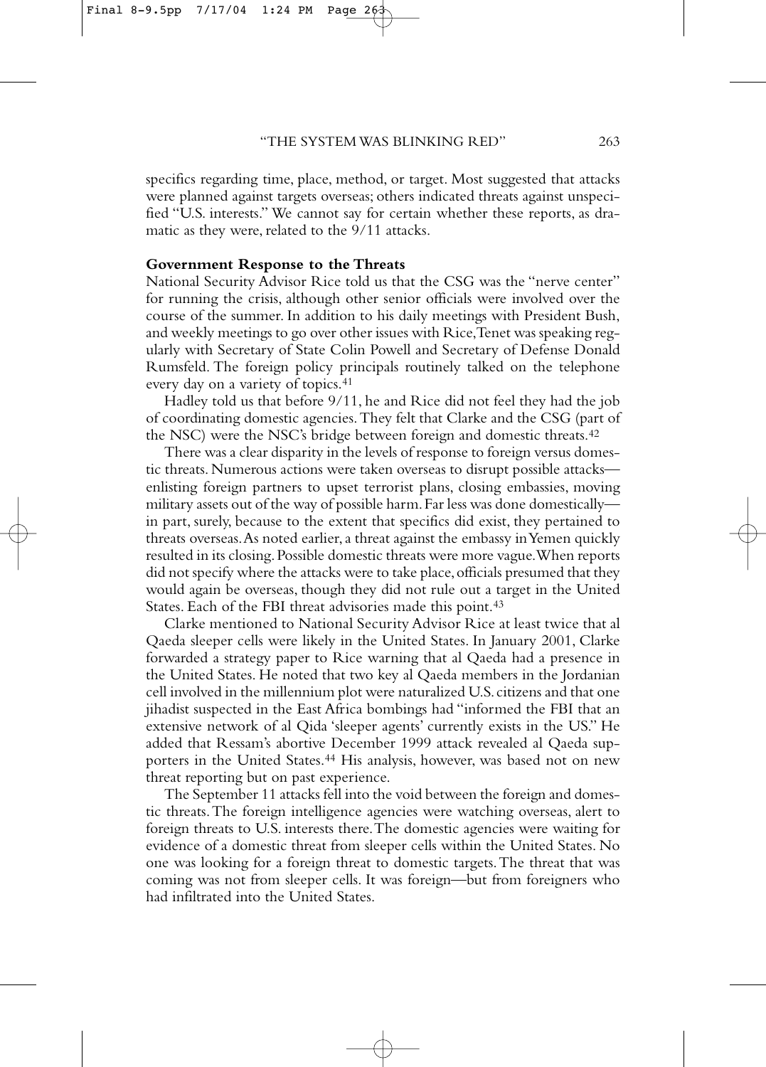specifics regarding time, place, method, or target. Most suggested that attacks were planned against targets overseas; others indicated threats against unspecified "U.S. interests." We cannot say for certain whether these reports, as dramatic as they were, related to the 9/11 attacks.

**Government Response to the Threats**

National Security Advisor Rice told us that the CSG was the "nerve center" for running the crisis, although other senior officials were involved over the course of the summer. In addition to his daily meetings with President Bush, and weekly meetings to go over other issues with Rice, Tenet was speaking regularly with Secretary of State Colin Powell and Secretary of Defense Donald Rumsfeld. The foreign policy principals routinely talked on the telephone every day on a variety of topics.[41]

Hadley told us that before 9/11, he and Rice did not feel they had the job of coordinating domestic agencies. They felt that Clarke and the CSG (part of the NSC) were the NSC's bridge between foreign and domestic threats.[42]

There was a clear disparity in the levels of response to foreign versus domestic threats. Numerous actions were taken overseas to disrupt possible attacks—enlisting foreign partners to upset terrorist plans, closing embassies, moving military assets out of the way of possible harm. Far less was done domestically—in part, surely, because to the extent that specifics did exist, they pertained to threats overseas. As noted earlier, a threat against the embassy in Yemen quickly resulted in its closing. Possible domestic threats were more vague. When reports did not specify where the attacks were to take place, officials presumed that they would again be overseas, though they did not rule out a target in the United States. Each of the FBI threat advisories made this point.[43]

Clarke mentioned to National Security Advisor Rice at least twice that al Qaeda sleeper cells were likely in the United States. In January 2001, Clarke forwarded a strategy paper to Rice warning that al Qaeda had a presence in the United States. He noted that two key al Qaeda members in the Jordanian cell involved in the millennium plot were naturalized U.S. citizens and that one jihadist suspected in the East Africa bombings had "informed the FBI that an extensive network of al Qida 'sleeper agents' currently exists in the US." He added that Ressam's abortive December 1999 attack revealed al Qaeda supporters in the United States.[44] His analysis, however, was based not on new threat reporting but on past experience.

The September 11 attacks fell into the void between the foreign and domestic threats. The foreign intelligence agencies were watching overseas, alert to foreign threats to U.S. interests there. The domestic agencies were waiting for evidence of a domestic threat from sleeper cells within the United States. No one was looking for a foreign threat to domestic targets. The threat that was coming was not from sleeper cells. It was foreign—but from foreigners who had infiltrated into the United States.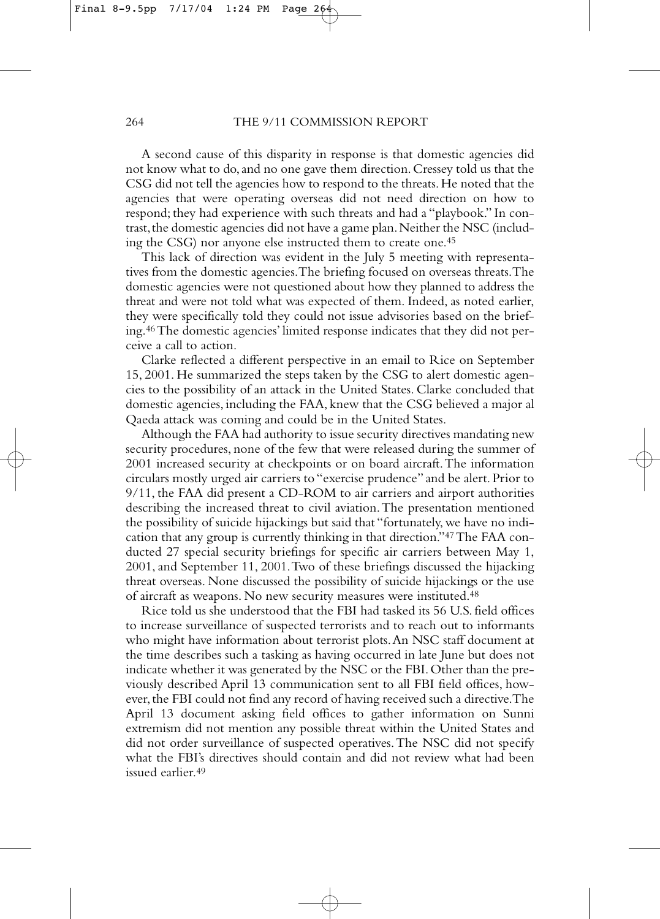A second cause of this disparity in response is that domestic agencies did not know what to do, and no one gave them direction. Cressey told us that the CSG did not tell the agencies how to respond to the threats. He noted that the agencies that were operating overseas did not need direction on how to respond; they had experience with such threats and had a "playbook." In contrast, the domestic agencies did not have a game plan. Neither the NSC (including the CSG) nor anyone else instructed them to create one.[45]

This lack of direction was evident in the July 5 meeting with representatives from the domestic agencies. The briefing focused on overseas threats. The domestic agencies were not questioned about how they planned to address the threat and were not told what was expected of them. Indeed, as noted earlier, they were specifically told they could not issue advisories based on the briefing.[46] The domestic agencies' limited response indicates that they did not perceive a call to action.

Clarke reflected a different perspective in an email to Rice on September 15, 2001. He summarized the steps taken by the CSG to alert domestic agencies to the possibility of an attack in the United States. Clarke concluded that domestic agencies, including the FAA, knew that the CSG believed a major al Qaeda attack was coming and could be in the United States.

Although the FAA had authority to issue security directives mandating new security procedures, none of the few that were released during the summer of 2001 increased security at checkpoints or on board aircraft. The information circulars mostly urged air carriers to "exercise prudence" and be alert. Prior to 9/11, the FAA did present a CD-ROM to air carriers and airport authorities describing the increased threat to civil aviation. The presentation mentioned the possibility of suicide hijackings but said that "fortunately, we have no indication that any group is currently thinking in that direction."[47] The FAA conducted 27 special security briefings for specific air carriers between May 1, 2001, and September 11, 2001. Two of these briefings discussed the hijacking threat overseas. None discussed the possibility of suicide hijackings or the use of aircraft as weapons. No new security measures were instituted.[48]

Rice told us she understood that the FBI had tasked its 56 U.S. field offices to increase surveillance of suspected terrorists and to reach out to informants who might have information about terrorist plots. An NSC staff document at the time describes such a tasking as having occurred in late June but does not indicate whether it was generated by the NSC or the FBI. Other than the previously described April 13 communication sent to all FBI field offices, however, the FBI could not find any record of having received such a directive. The April 13 document asking field offices to gather information on Sunni extremism did not mention any possible threat within the United States and did not order surveillance of suspected operatives. The NSC did not specify what the FBI's directives should contain and did not review what had been issued earlier.[49]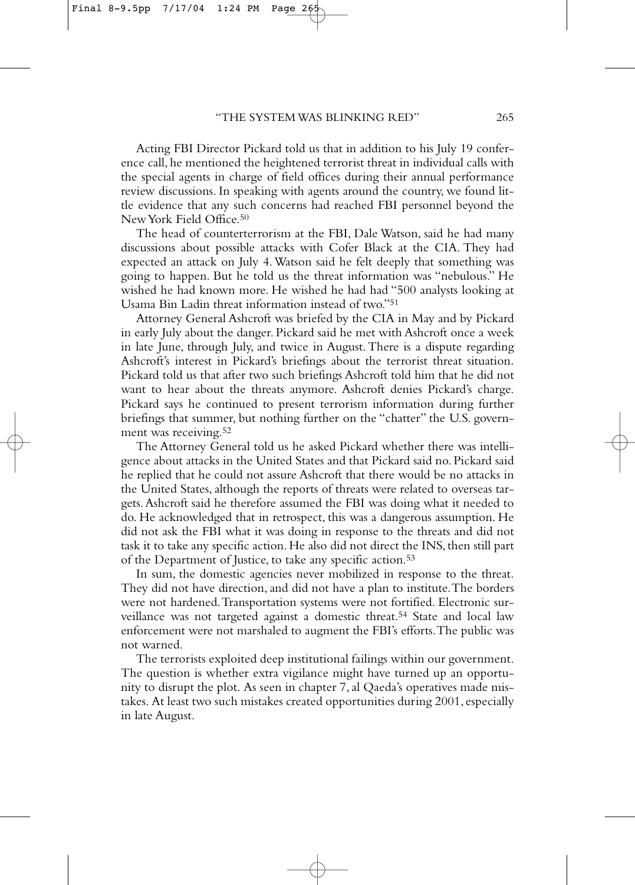Acting FBI Director Pickard told us that in addition to his July 19 conference call, he mentioned the heightened terrorist threat in individual calls with the special agents in charge of field offices during their annual performance review discussions. In speaking with agents around the country, we found little evidence that any such concerns had reached FBI personnel beyond the New York Field Office.[50]

The head of counterterrorism at the FBI, Dale Watson, said he had many discussions about possible attacks with Cofer Black at the CIA. They had expected an attack on July 4. Watson said he felt deeply that something was going to happen. But he told us the threat information was "nebulous." He wished he had known more. He wished he had had "500 analysts looking at Usama Bin Ladin threat information instead of two."[51]

Attorney General Ashcroft was briefed by the CIA in May and by Pickard in early July about the danger. Pickard said he met with Ashcroft once a week in late June, through July, and twice in August. There is a dispute regarding Ashcroft's interest in Pickard's briefings about the terrorist threat situation. Pickard told us that after two such briefings Ashcroft told him that he did not want to hear about the threats anymore. Ashcroft denies Pickard's charge. Pickard says he continued to present terrorism information during further briefings that summer, but nothing further on the "chatter" the U.S. government was receiving.[52]

The Attorney General told us he asked Pickard whether there was intelligence about attacks in the United States and that Pickard said no. Pickard said he replied that he could not assure Ashcroft that there would be no attacks in the United States, although the reports of threats were related to overseas targets. Ashcroft said he therefore assumed the FBI was doing what it needed to do. He acknowledged that in retrospect, this was a dangerous assumption. He did not ask the FBI what it was doing in response to the threats and did not task it to take any specific action. He also did not direct the INS, then still part of the Department of Justice, to take any specific action.[53]

In sum, the domestic agencies never mobilized in response to the threat. They did not have direction, and did not have a plan to institute. The borders were not hardened. Transportation systems were not fortified. Electronic surveillance was not targeted against a domestic threat.[54] State and local law enforcement were not marshaled to augment the FBI's efforts. The public was not warned.

The terrorists exploited deep institutional failings within our government. The question is whether extra vigilance might have turned up an opportunity to disrupt the plot. As seen in chapter 7, al Qaeda's operatives made mistakes. At least two such mistakes created opportunities during 2001, especially in late August.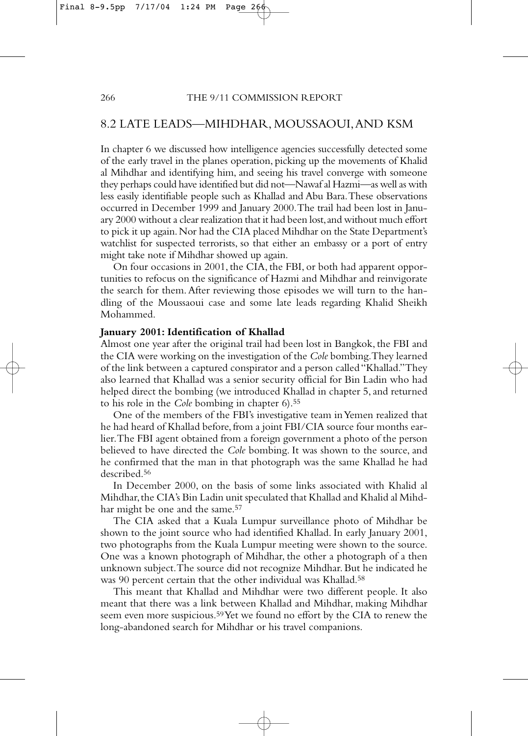## 8.2 LATE LEADS—MIHDHAR, MOUSSAOUI, AND KSM

In chapter 6 we discussed how intelligence agencies successfully detected some of the early travel in the planes operation, picking up the movements of Khalid al Mihdhar and identifying him, and seeing his travel converge with someone they perhaps could have identified but did not—Nawaf al Hazmi—as well as with less easily identifiable people such as Khallad and Abu Bara. These observations occurred in December 1999 and January 2000. The trail had been lost in January 2000 without a clear realization that it had been lost, and without much effort to pick it up again. Nor had the CIA placed Mihdhar on the State Department's watchlist for suspected terrorists, so that either an embassy or a port of entry might take note if Mihdhar showed up again.

On four occasions in 2001, the CIA, the FBI, or both had apparent opportunities to refocus on the significance of Hazmi and Mihdhar and reinvigorate the search for them. After reviewing those episodes we will turn to the handling of the Moussaoui case and some late leads regarding Khalid Sheikh Mohammed.

**January 2001: Identification of Khallad**

Almost one year after the original trail had been lost in Bangkok, the FBI and the CIA were working on the investigation of the *Cole* bombing. They learned of the link between a captured conspirator and a person called "Khallad." They also learned that Khallad was a senior security official for Bin Ladin who had helped direct the bombing (we introduced Khallad in chapter 5, and returned to his role in the *Cole* bombing in chapter 6).[55]

One of the members of the FBI's investigative team in Yemen realized that he had heard of Khallad before, from a joint FBI/CIA source four months earlier. The FBI agent obtained from a foreign government a photo of the person believed to have directed the *Cole* bombing. It was shown to the source, and he confirmed that the man in that photograph was the same Khallad he had described.[56]

In December 2000, on the basis of some links associated with Khalid al Mihdhar, the CIA's Bin Ladin unit speculated that Khallad and Khalid al Mihdhar might be one and the same.[57]

The CIA asked that a Kuala Lumpur surveillance photo of Mihdhar be shown to the joint source who had identified Khallad. In early January 2001, two photographs from the Kuala Lumpur meeting were shown to the source. One was a known photograph of Mihdhar, the other a photograph of a then unknown subject. The source did not recognize Mihdhar. But he indicated he was 90 percent certain that the other individual was Khallad.[58]

This meant that Khallad and Mihdhar were two different people. It also meant that there was a link between Khallad and Mihdhar, making Mihdhar seem even more suspicious.[59] Yet we found no effort by the CIA to renew the long-abandoned search for Mihdhar or his travel companions.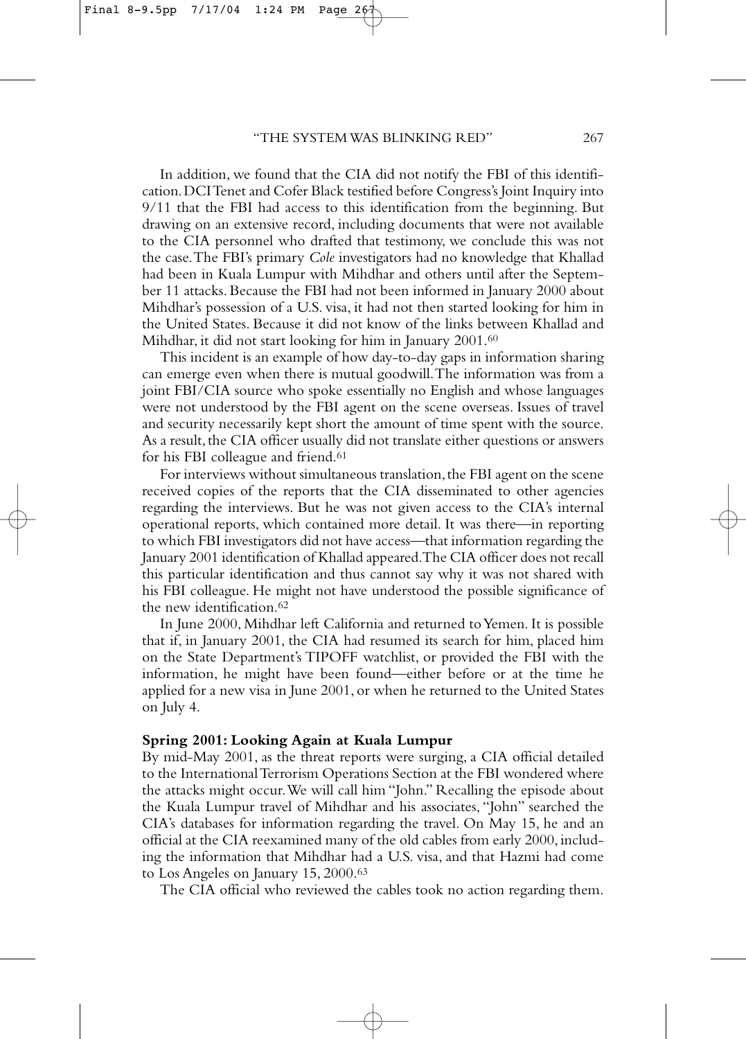In addition, we found that the CIA did not notify the FBI of this identification. DCI Tenet and Cofer Black testified before Congress's Joint Inquiry into 9/11 that the FBI had access to this identification from the beginning. But drawing on an extensive record, including documents that were not available to the CIA personnel who drafted that testimony, we conclude this was not the case. The FBI's primary *Cole* investigators had no knowledge that Khallad had been in Kuala Lumpur with Mihdhar and others until after the September 11 attacks. Because the FBI had not been informed in January 2000 about Mihdhar's possession of a U.S. visa, it had not then started looking for him in the United States. Because it did not know of the links between Khallad and Mihdhar, it did not start looking for him in January 2001.[60]

This incident is an example of how day-to-day gaps in information sharing can emerge even when there is mutual goodwill. The information was from a joint FBI/CIA source who spoke essentially no English and whose languages were not understood by the FBI agent on the scene overseas. Issues of travel and security necessarily kept short the amount of time spent with the source. As a result, the CIA officer usually did not translate either questions or answers for his FBI colleague and friend.[61]

For interviews without simultaneous translation, the FBI agent on the scene received copies of the reports that the CIA disseminated to other agencies regarding the interviews. But he was not given access to the CIA's internal operational reports, which contained more detail. It was there—in reporting to which FBI investigators did not have access—that information regarding the January 2001 identification of Khallad appeared. The CIA officer does not recall this particular identification and thus cannot say why it was not shared with his FBI colleague. He might not have understood the possible significance of the new identification.[62]

In June 2000, Mihdhar left California and returned to Yemen. It is possible that if, in January 2001, the CIA had resumed its search for him, placed him on the State Department's TIPOFF watchlist, or provided the FBI with the information, he might have been found—either before or at the time he applied for a new visa in June 2001, or when he returned to the United States on July 4.

**Spring 2001: Looking Again at Kuala Lumpur**

By mid-May 2001, as the threat reports were surging, a CIA official detailed to the International Terrorism Operations Section at the FBI wondered where the attacks might occur. We will call him "John." Recalling the episode about the Kuala Lumpur travel of Mihdhar and his associates, "John" searched the CIA's databases for information regarding the travel. On May 15, he and an official at the CIA reexamined many of the old cables from early 2000, including the information that Mihdhar had a U.S. visa, and that Hazmi had come to Los Angeles on January 15, 2000.[63]

The CIA official who reviewed the cables took no action regarding them.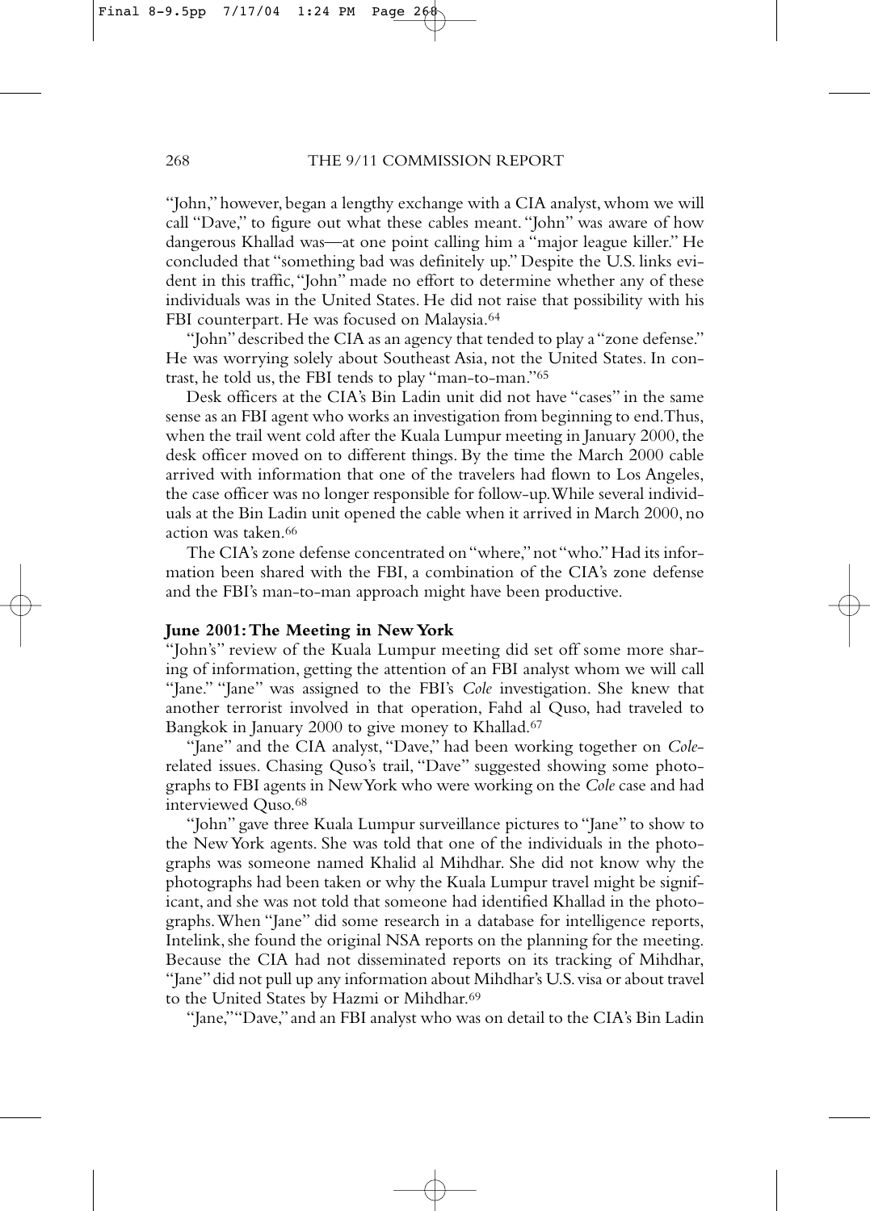"John," however, began a lengthy exchange with a CIA analyst, whom we will call "Dave," to figure out what these cables meant. "John" was aware of how dangerous Khallad was—at one point calling him a "major league killer." He concluded that "something bad was definitely up." Despite the U.S. links evident in this traffic, "John" made no effort to determine whether any of these individuals was in the United States. He did not raise that possibility with his FBI counterpart. He was focused on Malaysia.[64]

"John" described the CIA as an agency that tended to play a "zone defense." He was worrying solely about Southeast Asia, not the United States. In contrast, he told us, the FBI tends to play "man-to-man."[65]

Desk officers at the CIA's Bin Ladin unit did not have "cases" in the same sense as an FBI agent who works an investigation from beginning to end. Thus, when the trail went cold after the Kuala Lumpur meeting in January 2000, the desk officer moved on to different things. By the time the March 2000 cable arrived with information that one of the travelers had flown to Los Angeles, the case officer was no longer responsible for follow-up. While several individuals at the Bin Ladin unit opened the cable when it arrived in March 2000, no action was taken.[66]

The CIA's zone defense concentrated on "where," not "who." Had its information been shared with the FBI, a combination of the CIA's zone defense and the FBI's man-to-man approach might have been productive.

**June 2001: The Meeting in New York**

"John's" review of the Kuala Lumpur meeting did set off some more sharing of information, getting the attention of an FBI analyst whom we will call "Jane." "Jane" was assigned to the FBI's *Cole* investigation. She knew that another terrorist involved in that operation, Fahd al Quso, had traveled to Bangkok in January 2000 to give money to Khallad.[67]

"Jane" and the CIA analyst, "Dave," had been working together on *Cole*-related issues. Chasing Quso's trail, "Dave" suggested showing some photographs to FBI agents in New York who were working on the *Cole* case and had interviewed Quso.[68]

"John" gave three Kuala Lumpur surveillance pictures to "Jane" to show to the New York agents. She was told that one of the individuals in the photographs was someone named Khalid al Mihdhar. She did not know why the photographs had been taken or why the Kuala Lumpur travel might be significant, and she was not told that someone had identified Khallad in the photographs. When "Jane" did some research in a database for intelligence reports, Intelink, she found the original NSA reports on the planning for the meeting. Because the CIA had not disseminated reports on its tracking of Mihdhar, "Jane" did not pull up any information about Mihdhar's U.S. visa or about travel to the United States by Hazmi or Mihdhar.[69]

"Jane," "Dave," and an FBI analyst who was on detail to the CIA's Bin Ladin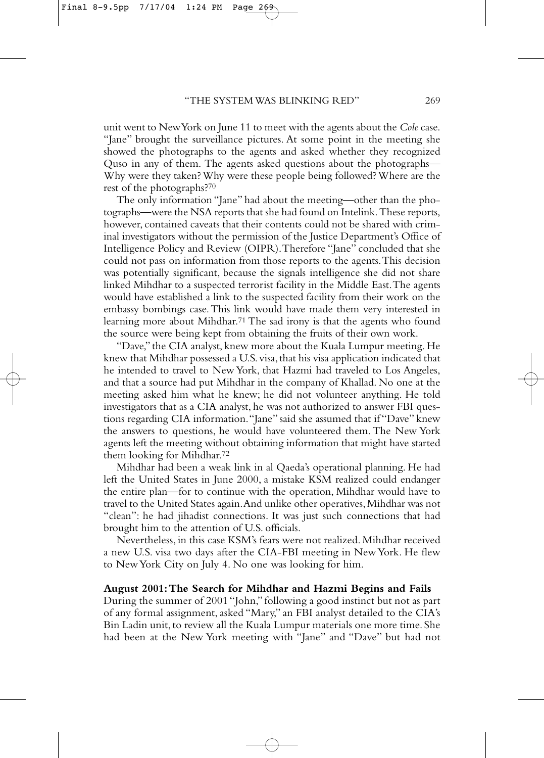unit went to New York on June 11 to meet with the agents about the *Cole* case. "Jane" brought the surveillance pictures. At some point in the meeting she showed the photographs to the agents and asked whether they recognized Quso in any of them. The agents asked questions about the photographs—Why were they taken? Why were these people being followed? Where are the rest of the photographs?[70]

The only information "Jane" had about the meeting—other than the photographs—were the NSA reports that she had found on Intelink. These reports, however, contained caveats that their contents could not be shared with criminal investigators without the permission of the Justice Department's Office of Intelligence Policy and Review (OIPR). Therefore "Jane" concluded that she could not pass on information from those reports to the agents. This decision was potentially significant, because the signals intelligence she did not share linked Mihdhar to a suspected terrorist facility in the Middle East. The agents would have established a link to the suspected facility from their work on the embassy bombings case. This link would have made them very interested in learning more about Mihdhar.[71] The sad irony is that the agents who found the source were being kept from obtaining the fruits of their own work.

"Dave," the CIA analyst, knew more about the Kuala Lumpur meeting. He knew that Mihdhar possessed a U.S. visa, that his visa application indicated that he intended to travel to New York, that Hazmi had traveled to Los Angeles, and that a source had put Mihdhar in the company of Khallad. No one at the meeting asked him what he knew; he did not volunteer anything. He told investigators that as a CIA analyst, he was not authorized to answer FBI questions regarding CIA information. "Jane" said she assumed that if "Dave" knew the answers to questions, he would have volunteered them. The New York agents left the meeting without obtaining information that might have started them looking for Mihdhar.[72]

Mihdhar had been a weak link in al Qaeda's operational planning. He had left the United States in June 2000, a mistake KSM realized could endanger the entire plan—for to continue with the operation, Mihdhar would have to travel to the United States again. And unlike other operatives, Mihdhar was not "clean": he had jihadist connections. It was just such connections that had brought him to the attention of U.S. officials.

Nevertheless, in this case KSM's fears were not realized. Mihdhar received a new U.S. visa two days after the CIA-FBI meeting in New York. He flew to New York City on July 4. No one was looking for him.

**August 2001: The Search for Mihdhar and Hazmi Begins and Fails**

During the summer of 2001 "John," following a good instinct but not as part of any formal assignment, asked "Mary," an FBI analyst detailed to the CIA's Bin Ladin unit, to review all the Kuala Lumpur materials one more time. She had been at the New York meeting with "Jane" and "Dave" but had not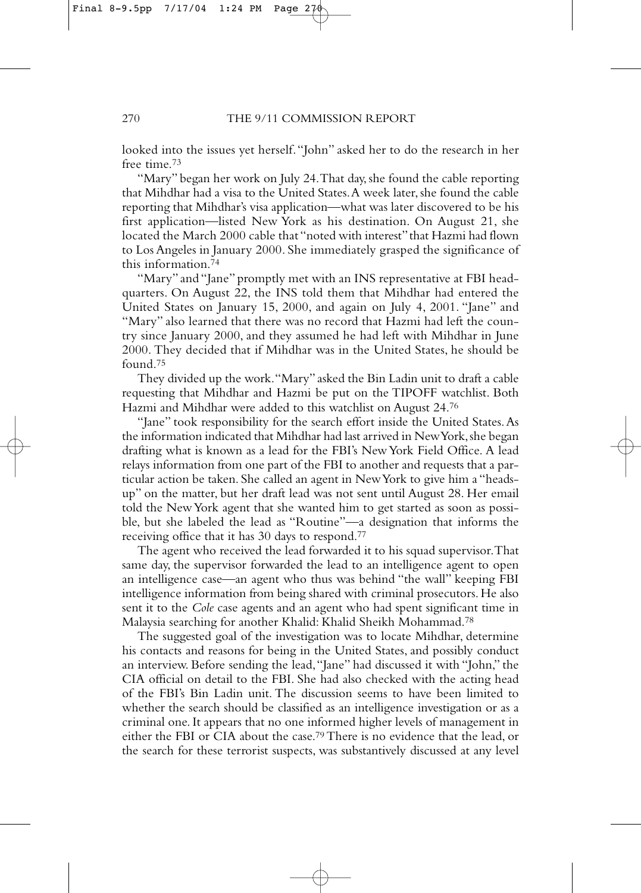looked into the issues yet herself. "John" asked her to do the research in her free time.[73]

"Mary" began her work on July 24. That day, she found the cable reporting that Mihdhar had a visa to the United States. A week later, she found the cable reporting that Mihdhar's visa application—what was later discovered to be his first application—listed New York as his destination. On August 21, she located the March 2000 cable that "noted with interest" that Hazmi had flown to Los Angeles in January 2000. She immediately grasped the significance of this information.[74]

"Mary" and "Jane" promptly met with an INS representative at FBI headquarters. On August 22, the INS told them that Mihdhar had entered the United States on January 15, 2000, and again on July 4, 2001. "Jane" and "Mary" also learned that there was no record that Hazmi had left the country since January 2000, and they assumed he had left with Mihdhar in June 2000. They decided that if Mihdhar was in the United States, he should be found.[75]

They divided up the work. "Mary" asked the Bin Ladin unit to draft a cable requesting that Mihdhar and Hazmi be put on the TIPOFF watchlist. Both Hazmi and Mihdhar were added to this watchlist on August 24.[76]

"Jane" took responsibility for the search effort inside the United States. As the information indicated that Mihdhar had last arrived in New York, she began drafting what is known as a lead for the FBI's New York Field Office. A lead relays information from one part of the FBI to another and requests that a particular action be taken. She called an agent in New York to give him a "heads-up" on the matter, but her draft lead was not sent until August 28. Her email told the New York agent that she wanted him to get started as soon as possible, but she labeled the lead as "Routine"—a designation that informs the receiving office that it has 30 days to respond.[77]

The agent who received the lead forwarded it to his squad supervisor. That same day, the supervisor forwarded the lead to an intelligence agent to open an intelligence case—an agent who thus was behind "the wall" keeping FBI intelligence information from being shared with criminal prosecutors. He also sent it to the *Cole* case agents and an agent who had spent significant time in Malaysia searching for another Khalid: Khalid Sheikh Mohammad.[78]

The suggested goal of the investigation was to locate Mihdhar, determine his contacts and reasons for being in the United States, and possibly conduct an interview. Before sending the lead, "Jane" had discussed it with "John," the CIA official on detail to the FBI. She had also checked with the acting head of the FBI's Bin Ladin unit. The discussion seems to have been limited to whether the search should be classified as an intelligence investigation or as a criminal one. It appears that no one informed higher levels of management in either the FBI or CIA about the case.[79] There is no evidence that the lead, or the search for these terrorist suspects, was substantively discussed at any level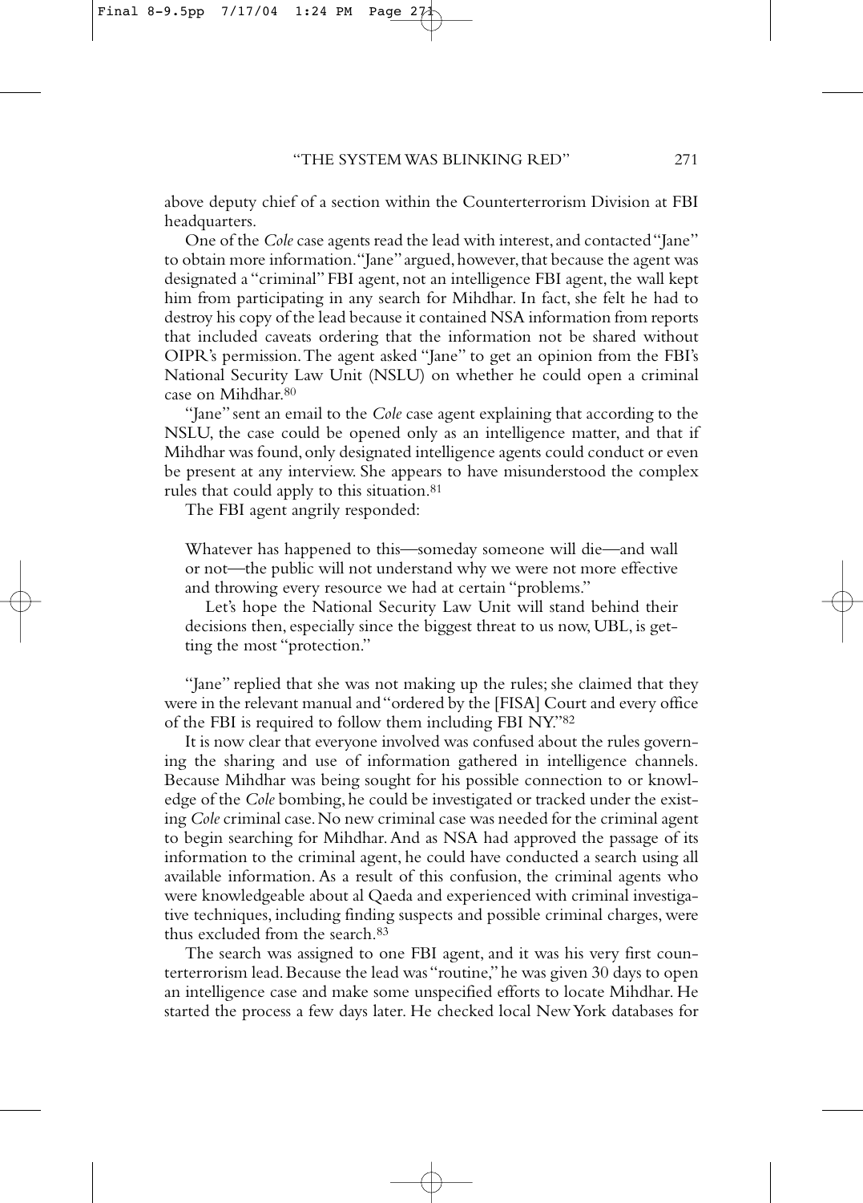above deputy chief of a section within the Counterterrorism Division at FBI headquarters.

One of the *Cole* case agents read the lead with interest, and contacted "Jane" to obtain more information. "Jane" argued, however, that because the agent was designated a "criminal" FBI agent, not an intelligence FBI agent, the wall kept him from participating in any search for Mihdhar. In fact, she felt he had to destroy his copy of the lead because it contained NSA information from reports that included caveats ordering that the information not be shared without OIPR's permission. The agent asked "Jane" to get an opinion from the FBI's National Security Law Unit (NSLU) on whether he could open a criminal case on Mihdhar.[80]

"Jane" sent an email to the *Cole* case agent explaining that according to the NSLU, the case could be opened only as an intelligence matter, and that if Mihdhar was found, only designated intelligence agents could conduct or even be present at any interview. She appears to have misunderstood the complex rules that could apply to this situation.[81]

The FBI agent angrily responded:

> Whatever has happened to this—someday someone will die—and wall or not—the public will not understand why we were not more effective and throwing every resource we had at certain "problems."
>
> Let's hope the National Security Law Unit will stand behind their decisions then, especially since the biggest threat to us now, UBL, is getting the most "protection."

"Jane" replied that she was not making up the rules; she claimed that they were in the relevant manual and "ordered by the [FISA] Court and every office of the FBI is required to follow them including FBI NY."[82]

It is now clear that everyone involved was confused about the rules governing the sharing and use of information gathered in intelligence channels. Because Mihdhar was being sought for his possible connection to or knowledge of the *Cole* bombing, he could be investigated or tracked under the existing *Cole* criminal case. No new criminal case was needed for the criminal agent to begin searching for Mihdhar. And as NSA had approved the passage of its information to the criminal agent, he could have conducted a search using all available information. As a result of this confusion, the criminal agents who were knowledgeable about al Qaeda and experienced with criminal investigative techniques, including finding suspects and possible criminal charges, were thus excluded from the search.[83]

The search was assigned to one FBI agent, and it was his very first counterterrorism lead. Because the lead was "routine," he was given 30 days to open an intelligence case and make some unspecified efforts to locate Mihdhar. He started the process a few days later. He checked local New York databases for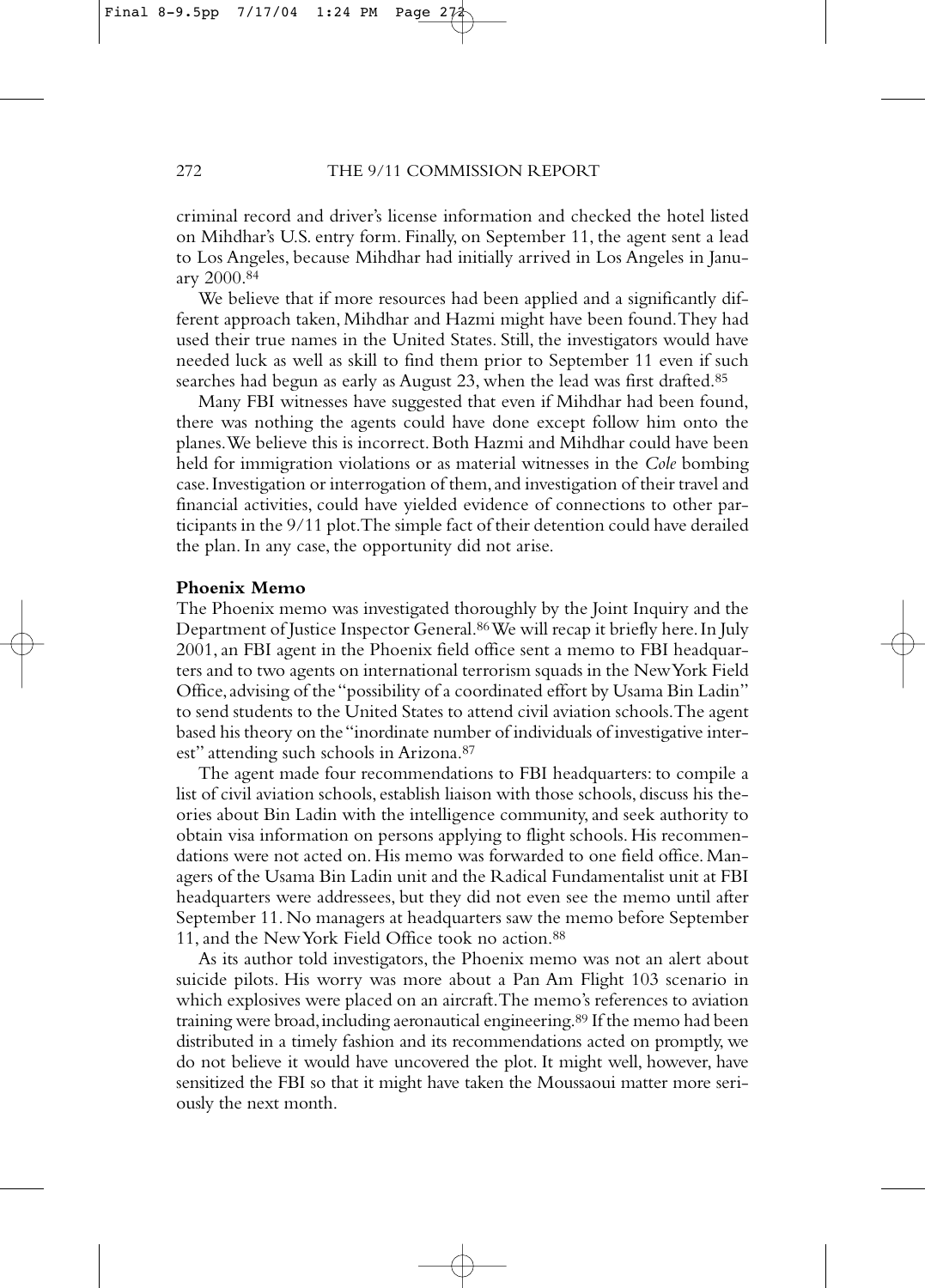criminal record and driver's license information and checked the hotel listed on Mihdhar's U.S. entry form. Finally, on September 11, the agent sent a lead to Los Angeles, because Mihdhar had initially arrived in Los Angeles in January 2000.[84]

We believe that if more resources had been applied and a significantly different approach taken, Mihdhar and Hazmi might have been found. They had used their true names in the United States. Still, the investigators would have needed luck as well as skill to find them prior to September 11 even if such searches had begun as early as August 23, when the lead was first drafted.[85]

Many FBI witnesses have suggested that even if Mihdhar had been found, there was nothing the agents could have done except follow him onto the planes. We believe this is incorrect. Both Hazmi and Mihdhar could have been held for immigration violations or as material witnesses in the *Cole* bombing case. Investigation or interrogation of them, and investigation of their travel and financial activities, could have yielded evidence of connections to other participants in the 9/11 plot. The simple fact of their detention could have derailed the plan. In any case, the opportunity did not arise.

**Phoenix Memo**

The Phoenix memo was investigated thoroughly by the Joint Inquiry and the Department of Justice Inspector General.[86] We will recap it briefly here. In July 2001, an FBI agent in the Phoenix field office sent a memo to FBI headquarters and to two agents on international terrorism squads in the New York Field Office, advising of the "possibility of a coordinated effort by Usama Bin Ladin" to send students to the United States to attend civil aviation schools. The agent based his theory on the "inordinate number of individuals of investigative interest" attending such schools in Arizona.[87]

The agent made four recommendations to FBI headquarters: to compile a list of civil aviation schools, establish liaison with those schools, discuss his theories about Bin Ladin with the intelligence community, and seek authority to obtain visa information on persons applying to flight schools. His recommendations were not acted on. His memo was forwarded to one field office. Managers of the Usama Bin Ladin unit and the Radical Fundamentalist unit at FBI headquarters were addressees, but they did not even see the memo until after September 11. No managers at headquarters saw the memo before September 11, and the New York Field Office took no action.[88]

As its author told investigators, the Phoenix memo was not an alert about suicide pilots. His worry was more about a Pan Am Flight 103 scenario in which explosives were placed on an aircraft. The memo's references to aviation training were broad, including aeronautical engineering.[89] If the memo had been distributed in a timely fashion and its recommendations acted on promptly, we do not believe it would have uncovered the plot. It might well, however, have sensitized the FBI so that it might have taken the Moussaoui matter more seriously the next month.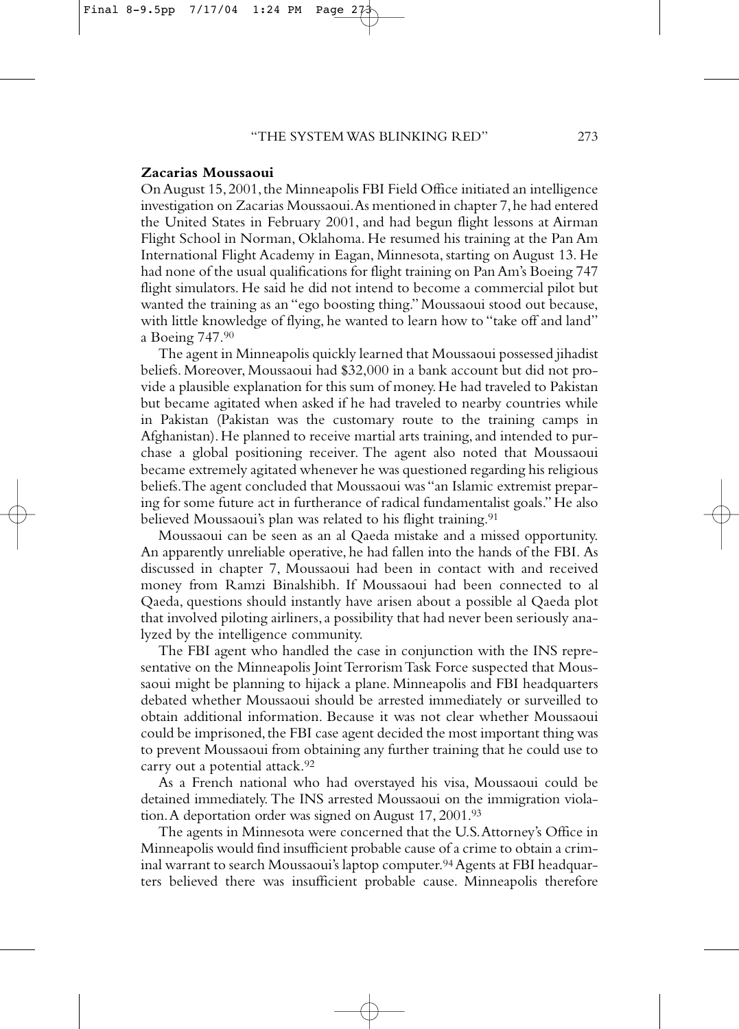### Zacarias Moussaoui

On August 15, 2001, the Minneapolis FBI Field Office initiated an intelligence investigation on Zacarias Moussaoui. As mentioned in chapter 7, he had entered the United States in February 2001, and had begun flight lessons at Airman Flight School in Norman, Oklahoma. He resumed his training at the Pan Am International Flight Academy in Eagan, Minnesota, starting on August 13. He had none of the usual qualifications for flight training on Pan Am's Boeing 747 flight simulators. He said he did not intend to become a commercial pilot but wanted the training as an "ego boosting thing." Moussaoui stood out because, with little knowledge of flying, he wanted to learn how to "take off and land" a Boeing 747.[90]

The agent in Minneapolis quickly learned that Moussaoui possessed jihadist beliefs. Moreover, Moussaoui had $32,000 in a bank account but did not provide a plausible explanation for this sum of money. He had traveled to Pakistan but became agitated when asked if he had traveled to nearby countries while in Pakistan (Pakistan was the customary route to the training camps in Afghanistan). He planned to receive martial arts training, and intended to purchase a global positioning receiver. The agent also noted that Moussaoui became extremely agitated whenever he was questioned regarding his religious beliefs. The agent concluded that Moussaoui was "an Islamic extremist preparing for some future act in furtherance of radical fundamentalist goals." He also believed Moussaoui's plan was related to his flight training.[91]

Moussaoui can be seen as an al Qaeda mistake and a missed opportunity. An apparently unreliable operative, he had fallen into the hands of the FBI. As discussed in chapter 7, Moussaoui had been in contact with and received money from Ramzi Binalshibh. If Moussaoui had been connected to al Qaeda, questions should instantly have arisen about a possible al Qaeda plot that involved piloting airliners, a possibility that had never been seriously analyzed by the intelligence community.

The FBI agent who handled the case in conjunction with the INS representative on the Minneapolis Joint Terrorism Task Force suspected that Moussaoui might be planning to hijack a plane. Minneapolis and FBI headquarters debated whether Moussaoui should be arrested immediately or surveilled to obtain additional information. Because it was not clear whether Moussaoui could be imprisoned, the FBI case agent decided the most important thing was to prevent Moussaoui from obtaining any further training that he could use to carry out a potential attack.[92]

As a French national who had overstayed his visa, Moussaoui could be detained immediately. The INS arrested Moussaoui on the immigration violation. A deportation order was signed on August 17, 2001.[93]

The agents in Minnesota were concerned that the U.S. Attorney's Office in Minneapolis would find insufficient probable cause of a crime to obtain a criminal warrant to search Moussaoui's laptop computer.[94] Agents at FBI headquarters believed there was insufficient probable cause. Minneapolis therefore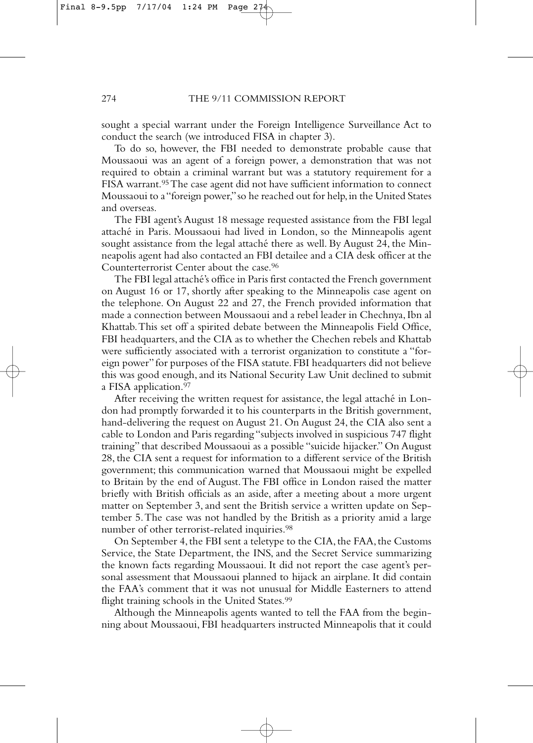sought a special warrant under the Foreign Intelligence Surveillance Act to conduct the search (we introduced FISA in chapter 3).

To do so, however, the FBI needed to demonstrate probable cause that Moussaoui was an agent of a foreign power, a demonstration that was not required to obtain a criminal warrant but was a statutory requirement for a FISA warrant.[95] The case agent did not have sufficient information to connect Moussaoui to a "foreign power," so he reached out for help, in the United States and overseas.

The FBI agent's August 18 message requested assistance from the FBI legal attaché in Paris. Moussaoui had lived in London, so the Minneapolis agent sought assistance from the legal attaché there as well. By August 24, the Minneapolis agent had also contacted an FBI detailee and a CIA desk officer at the Counterterrorist Center about the case.[96]

The FBI legal attaché's office in Paris first contacted the French government on August 16 or 17, shortly after speaking to the Minneapolis case agent on the telephone. On August 22 and 27, the French provided information that made a connection between Moussaoui and a rebel leader in Chechnya, Ibn al Khattab. This set off a spirited debate between the Minneapolis Field Office, FBI headquarters, and the CIA as to whether the Chechen rebels and Khattab were sufficiently associated with a terrorist organization to constitute a "foreign power" for purposes of the FISA statute. FBI headquarters did not believe this was good enough, and its National Security Law Unit declined to submit a FISA application.[97]

After receiving the written request for assistance, the legal attaché in London had promptly forwarded it to his counterparts in the British government, hand-delivering the request on August 21. On August 24, the CIA also sent a cable to London and Paris regarding "subjects involved in suspicious 747 flight training" that described Moussaoui as a possible "suicide hijacker." On August 28, the CIA sent a request for information to a different service of the British government; this communication warned that Moussaoui might be expelled to Britain by the end of August. The FBI office in London raised the matter briefly with British officials as an aside, after a meeting about a more urgent matter on September 3, and sent the British service a written update on September 5. The case was not handled by the British as a priority amid a large number of other terrorist-related inquiries.[98]

On September 4, the FBI sent a teletype to the CIA, the FAA, the Customs Service, the State Department, the INS, and the Secret Service summarizing the known facts regarding Moussaoui. It did not report the case agent's personal assessment that Moussaoui planned to hijack an airplane. It did contain the FAA's comment that it was not unusual for Middle Easterners to attend flight training schools in the United States.[99]

Although the Minneapolis agents wanted to tell the FAA from the beginning about Moussaoui, FBI headquarters instructed Minneapolis that it could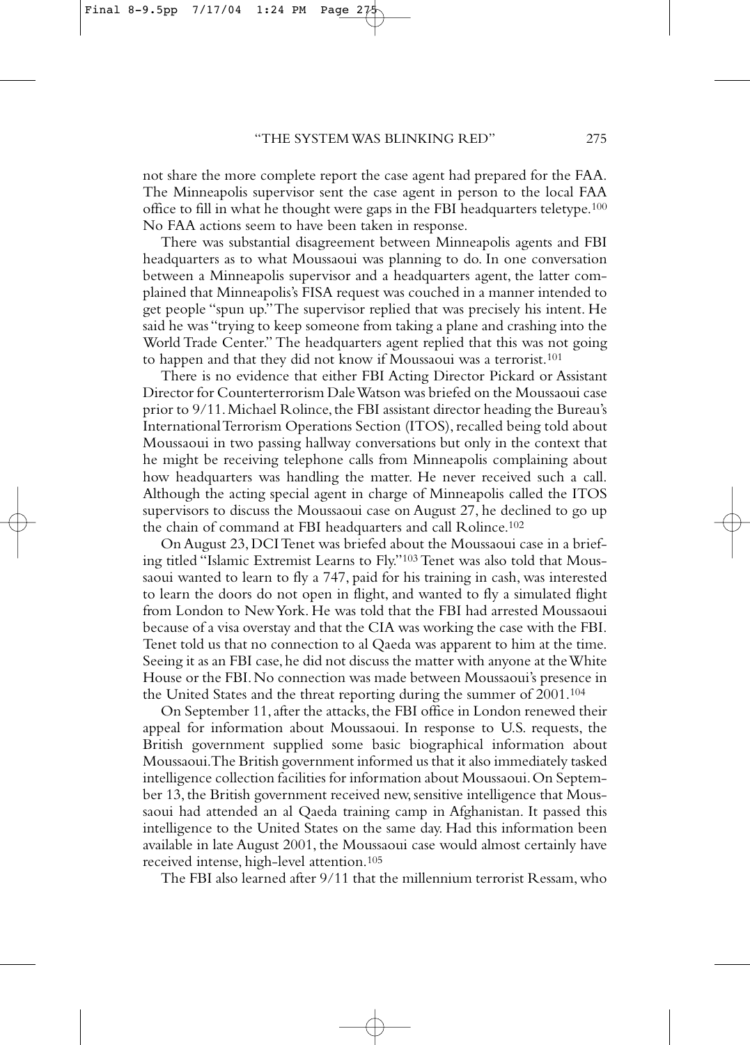not share the more complete report the case agent had prepared for the FAA. The Minneapolis supervisor sent the case agent in person to the local FAA office to fill in what he thought were gaps in the FBI headquarters teletype.[100] No FAA actions seem to have been taken in response.

There was substantial disagreement between Minneapolis agents and FBI headquarters as to what Moussaoui was planning to do. In one conversation between a Minneapolis supervisor and a headquarters agent, the latter complained that Minneapolis's FISA request was couched in a manner intended to get people "spun up." The supervisor replied that was precisely his intent. He said he was "trying to keep someone from taking a plane and crashing into the World Trade Center." The headquarters agent replied that this was not going to happen and that they did not know if Moussaoui was a terrorist.[101]

There is no evidence that either FBI Acting Director Pickard or Assistant Director for Counterterrorism Dale Watson was briefed on the Moussaoui case prior to 9/11. Michael Rolince, the FBI assistant director heading the Bureau's International Terrorism Operations Section (ITOS), recalled being told about Moussaoui in two passing hallway conversations but only in the context that he might be receiving telephone calls from Minneapolis complaining about how headquarters was handling the matter. He never received such a call. Although the acting special agent in charge of Minneapolis called the ITOS supervisors to discuss the Moussaoui case on August 27, he declined to go up the chain of command at FBI headquarters and call Rolince.[102]

On August 23, DCI Tenet was briefed about the Moussaoui case in a briefing titled "Islamic Extremist Learns to Fly."[103] Tenet was also told that Moussaoui wanted to learn to fly a 747, paid for his training in cash, was interested to learn the doors do not open in flight, and wanted to fly a simulated flight from London to New York. He was told that the FBI had arrested Moussaoui because of a visa overstay and that the CIA was working the case with the FBI. Tenet told us that no connection to al Qaeda was apparent to him at the time. Seeing it as an FBI case, he did not discuss the matter with anyone at the White House or the FBI. No connection was made between Moussaoui's presence in the United States and the threat reporting during the summer of 2001.[104]

On September 11, after the attacks, the FBI office in London renewed their appeal for information about Moussaoui. In response to U.S. requests, the British government supplied some basic biographical information about Moussaoui. The British government informed us that it also immediately tasked intelligence collection facilities for information about Moussaoui. On September 13, the British government received new, sensitive intelligence that Moussaoui had attended an al Qaeda training camp in Afghanistan. It passed this intelligence to the United States on the same day. Had this information been available in late August 2001, the Moussaoui case would almost certainly have received intense, high-level attention.[105]

The FBI also learned after 9/11 that the millennium terrorist Ressam, who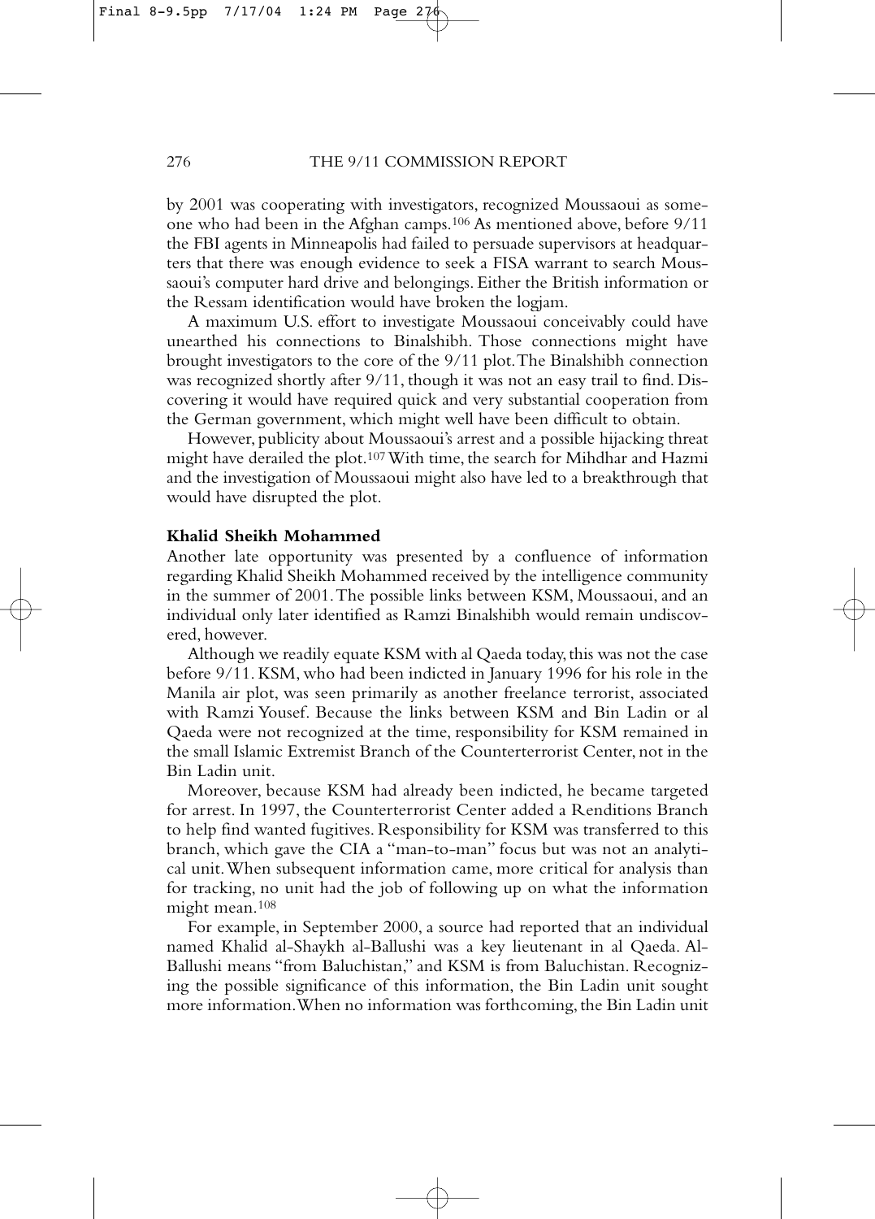by 2001 was cooperating with investigators, recognized Moussaoui as someone who had been in the Afghan camps.[106] As mentioned above, before 9/11 the FBI agents in Minneapolis had failed to persuade supervisors at headquarters that there was enough evidence to seek a FISA warrant to search Moussaoui's computer hard drive and belongings. Either the British information or the Ressam identification would have broken the logjam.

A maximum U.S. effort to investigate Moussaoui conceivably could have unearthed his connections to Binalshibh. Those connections might have brought investigators to the core of the 9/11 plot. The Binalshibh connection was recognized shortly after 9/11, though it was not an easy trail to find. Discovering it would have required quick and very substantial cooperation from the German government, which might well have been difficult to obtain.

However, publicity about Moussaoui's arrest and a possible hijacking threat might have derailed the plot.[107] With time, the search for Mihdhar and Hazmi and the investigation of Moussaoui might also have led to a breakthrough that would have disrupted the plot.

**Khalid Sheikh Mohammed**

Another late opportunity was presented by a confluence of information regarding Khalid Sheikh Mohammed received by the intelligence community in the summer of 2001. The possible links between KSM, Moussaoui, and an individual only later identified as Ramzi Binalshibh would remain undiscovered, however.

Although we readily equate KSM with al Qaeda today, this was not the case before 9/11. KSM, who had been indicted in January 1996 for his role in the Manila air plot, was seen primarily as another freelance terrorist, associated with Ramzi Yousef. Because the links between KSM and Bin Ladin or al Qaeda were not recognized at the time, responsibility for KSM remained in the small Islamic Extremist Branch of the Counterterrorist Center, not in the Bin Ladin unit.

Moreover, because KSM had already been indicted, he became targeted for arrest. In 1997, the Counterterrorist Center added a Renditions Branch to help find wanted fugitives. Responsibility for KSM was transferred to this branch, which gave the CIA a "man-to-man" focus but was not an analytical unit. When subsequent information came, more critical for analysis than for tracking, no unit had the job of following up on what the information might mean.[108]

For example, in September 2000, a source had reported that an individual named Khalid al-Shaykh al-Ballushi was a key lieutenant in al Qaeda. Al-Ballushi means "from Baluchistan," and KSM is from Baluchistan. Recognizing the possible significance of this information, the Bin Ladin unit sought more information. When no information was forthcoming, the Bin Ladin unit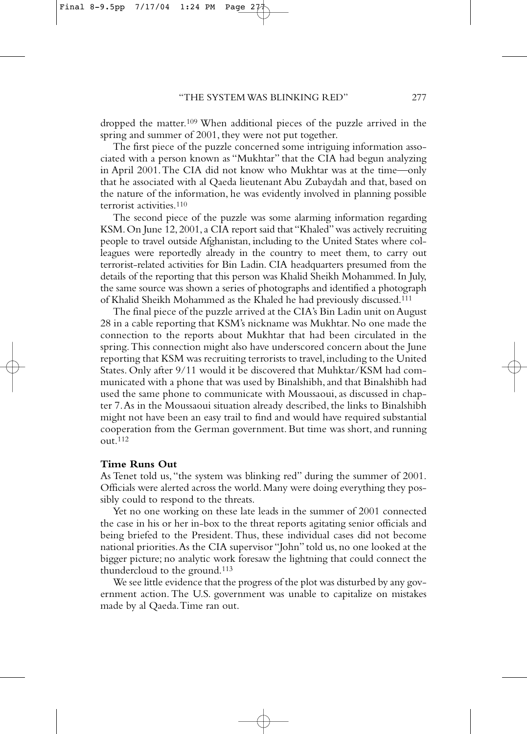dropped the matter.[109] When additional pieces of the puzzle arrived in the spring and summer of 2001, they were not put together.

The first piece of the puzzle concerned some intriguing information associated with a person known as "Mukhtar" that the CIA had begun analyzing in April 2001. The CIA did not know who Mukhtar was at the time—only that he associated with al Qaeda lieutenant Abu Zubaydah and that, based on the nature of the information, he was evidently involved in planning possible terrorist activities.[110]

The second piece of the puzzle was some alarming information regarding KSM. On June 12, 2001, a CIA report said that "Khaled" was actively recruiting people to travel outside Afghanistan, including to the United States where colleagues were reportedly already in the country to meet them, to carry out terrorist-related activities for Bin Ladin. CIA headquarters presumed from the details of the reporting that this person was Khalid Sheikh Mohammed. In July, the same source was shown a series of photographs and identified a photograph of Khalid Sheikh Mohammed as the Khaled he had previously discussed.[111]

The final piece of the puzzle arrived at the CIA's Bin Ladin unit on August 28 in a cable reporting that KSM's nickname was Mukhtar. No one made the connection to the reports about Mukhtar that had been circulated in the spring. This connection might also have underscored concern about the June reporting that KSM was recruiting terrorists to travel, including to the United States. Only after 9/11 would it be discovered that Muhktar/KSM had communicated with a phone that was used by Binalshibh, and that Binalshibh had used the same phone to communicate with Moussaoui, as discussed in chapter 7. As in the Moussaoui situation already described, the links to Binalshibh might not have been an easy trail to find and would have required substantial cooperation from the German government. But time was short, and running out.[112]

**Time Runs Out**

As Tenet told us, "the system was blinking red" during the summer of 2001. Officials were alerted across the world. Many were doing everything they possibly could to respond to the threats.

Yet no one working on these late leads in the summer of 2001 connected the case in his or her in-box to the threat reports agitating senior officials and being briefed to the President. Thus, these individual cases did not become national priorities. As the CIA supervisor "John" told us, no one looked at the bigger picture; no analytic work foresaw the lightning that could connect the thundercloud to the ground.[113]

We see little evidence that the progress of the plot was disturbed by any government action. The U.S. government was unable to capitalize on mistakes made by al Qaeda. Time ran out.